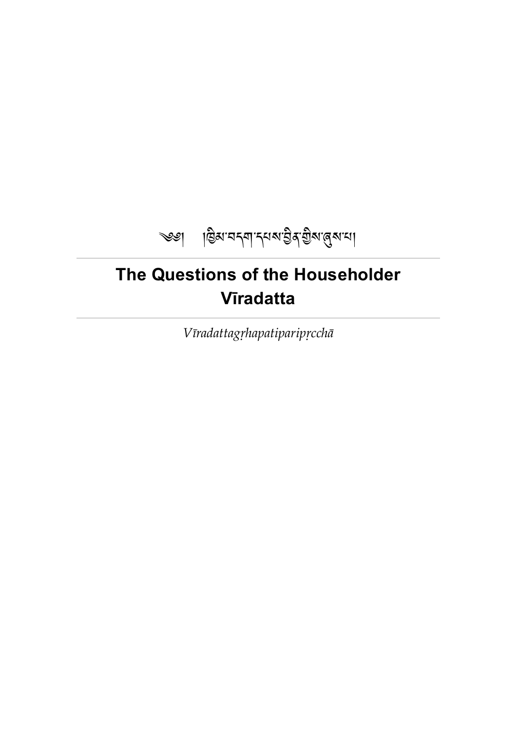༄༅། །ཁྱིམ་བདག་དཔས་བྱིན་གྱིས་ཞུས་པ།

# The Questions of the Householder Vīradatta

*Vīradattagṛhapatiparipṛcchā*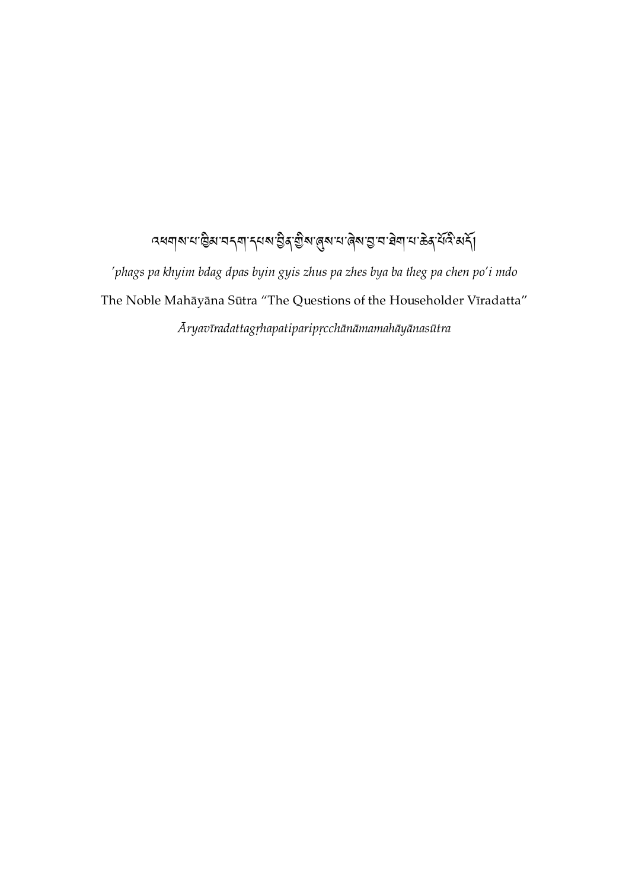འཕགས་པ་ཁྱིམ་བདག་དཔས་བྱིན་གྱིས་ཞུས་པ་ཞེས་བྱ་བ་ཐེག་པ་ཆེན་པོའི་མདོ།

*'phags pa khyim bdag dpas byin gyis zhus pa zhes bya ba theg pa chen po'i mdo*

The Noble Mahāyāna Sūtra "The Questions of the Householder Vīradatta"

*Āryavīradattagṛhapatiparipṛcchānāmamahāyānasūtra*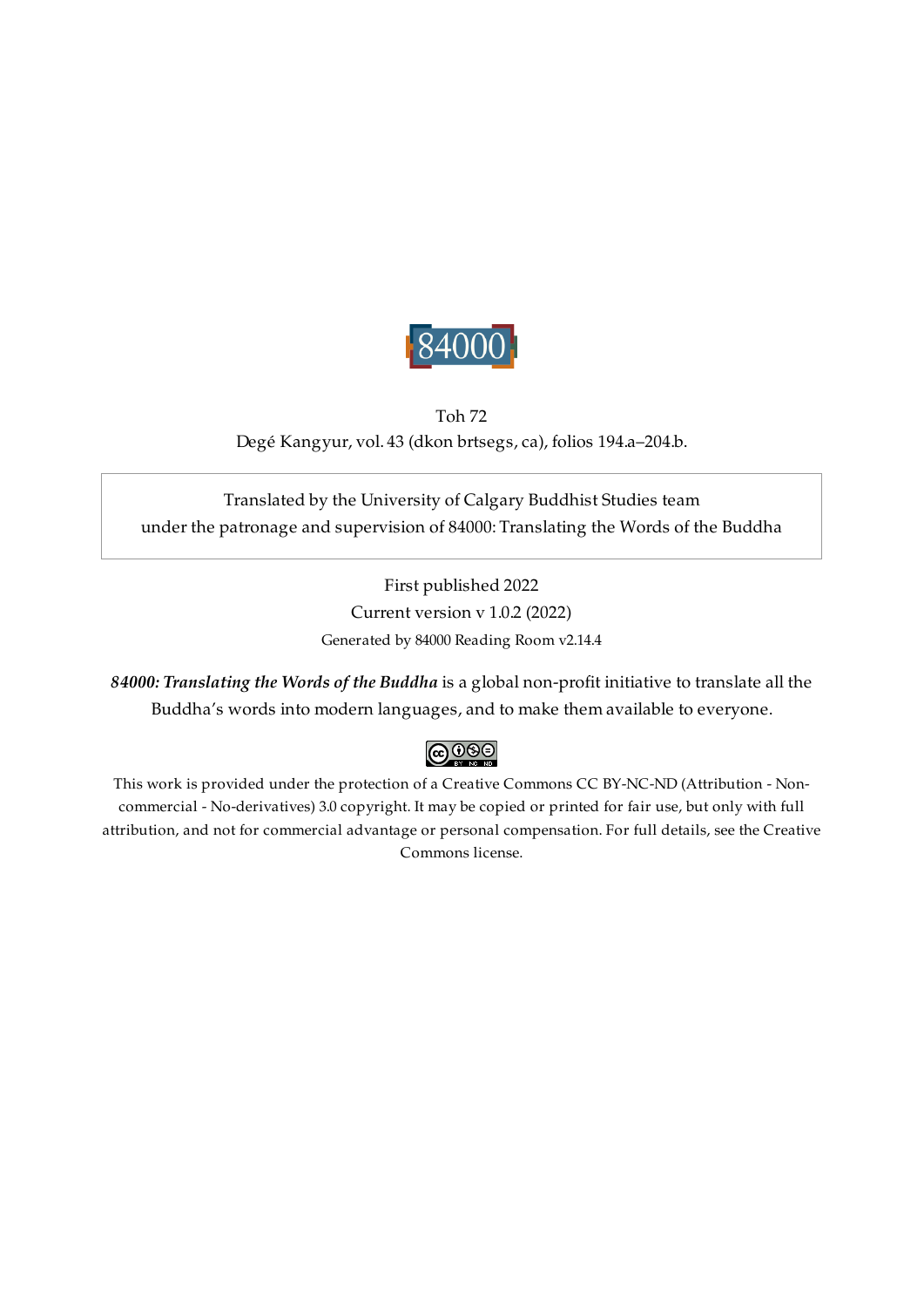84000

Toh 72

Degé Kangyur, vol. 43 (dkon brtsegs, ca), folios 194.a–204.b.

Translated by the University of Calgary Buddhist Studies team
under the patronage and supervision of 84000: Translating the Words of the Buddha

First published 2022

Current version v 1.0.2 (2022)

Generated by 84000 Reading Room v2.14.4

***84000: Translating the Words of the Buddha*** is a global non-profit initiative to translate all the Buddha's words into modern languages, and to make them available to everyone.

This work is provided under the protection of a Creative Commons CC BY-NC-ND (Attribution - Non-commercial - No-derivatives) 3.0 copyright. It may be copied or printed for fair use, but only with full attribution, and not for commercial advantage or personal compensation. For full details, see the Creative Commons license.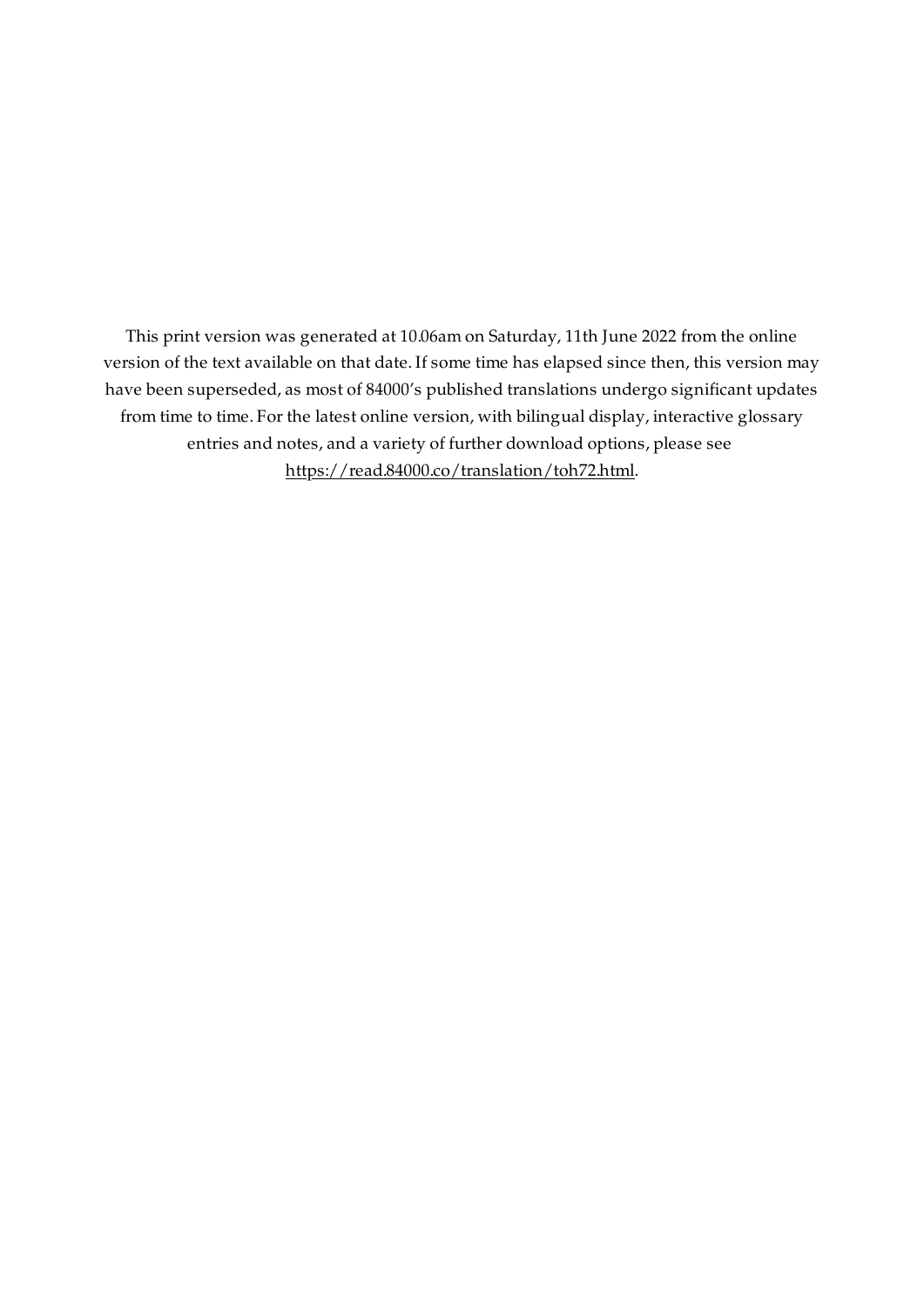This print version was generated at 10.06am on Saturday, 11th June 2022 from the online version of the text available on that date. If some time has elapsed since then, this version may have been superseded, as most of 84000's published translations undergo significant updates from time to time. For the latest online version, with bilingual display, interactive glossary entries and notes, and a variety of further download options, please see https://read.84000.co/translation/toh72.html.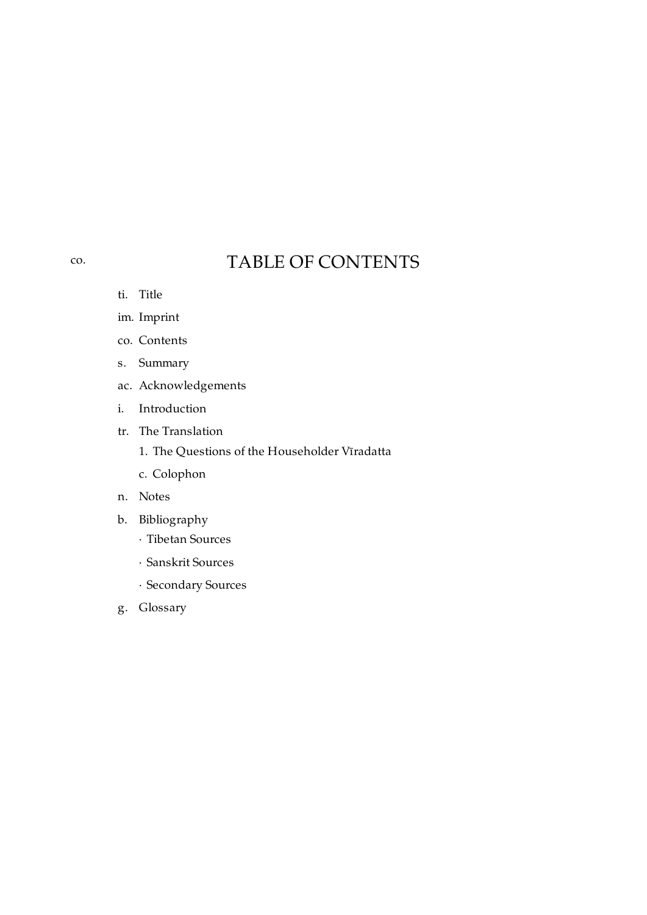co. 

# TABLE OF CONTENTS

- ti. Title
- im. Imprint
- co. Contents
- s. Summary
- ac. Acknowledgements
- i. Introduction
- tr. The Translation
  - 1. The Questions of the Householder Vīradatta
  - c. Colophon
- n. Notes
- b. Bibliography
  - · Tibetan Sources
  - · Sanskrit Sources
  - · Secondary Sources
- g. Glossary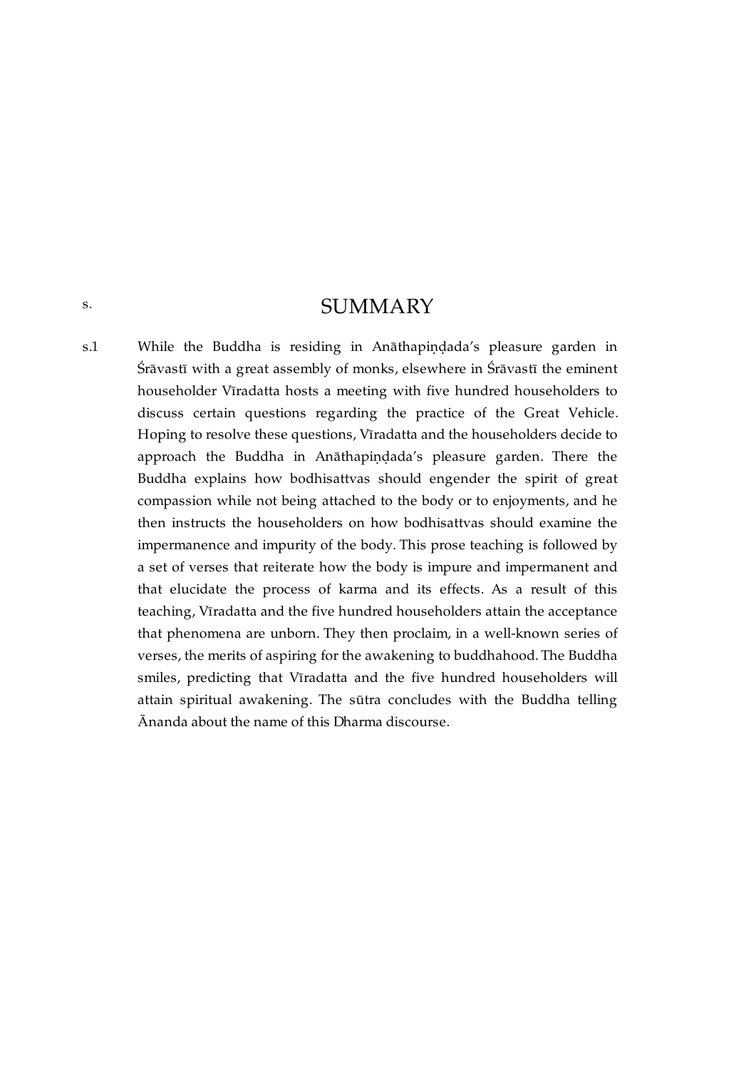s. 

# SUMMARY

s.1 While the Buddha is residing in Anāthapiṇḍada's pleasure garden in Śrāvastī with a great assembly of monks, elsewhere in Śrāvastī the eminent householder Vīradatta hosts a meeting with five hundred householders to discuss certain questions regarding the practice of the Great Vehicle. Hoping to resolve these questions, Vīradatta and the householders decide to approach the Buddha in Anāthapiṇḍada's pleasure garden. There the Buddha explains how bodhisattvas should engender the spirit of great compassion while not being attached to the body or to enjoyments, and he then instructs the householders on how bodhisattvas should examine the impermanence and impurity of the body. This prose teaching is followed by a set of verses that reiterate how the body is impure and impermanent and that elucidate the process of karma and its effects. As a result of this teaching, Vīradatta and the five hundred householders attain the acceptance that phenomena are unborn. They then proclaim, in a well-known series of verses, the merits of aspiring for the awakening to buddhahood. The Buddha smiles, predicting that Vīradatta and the five hundred householders will attain spiritual awakening. The sūtra concludes with the Buddha telling Ānanda about the name of this Dharma discourse.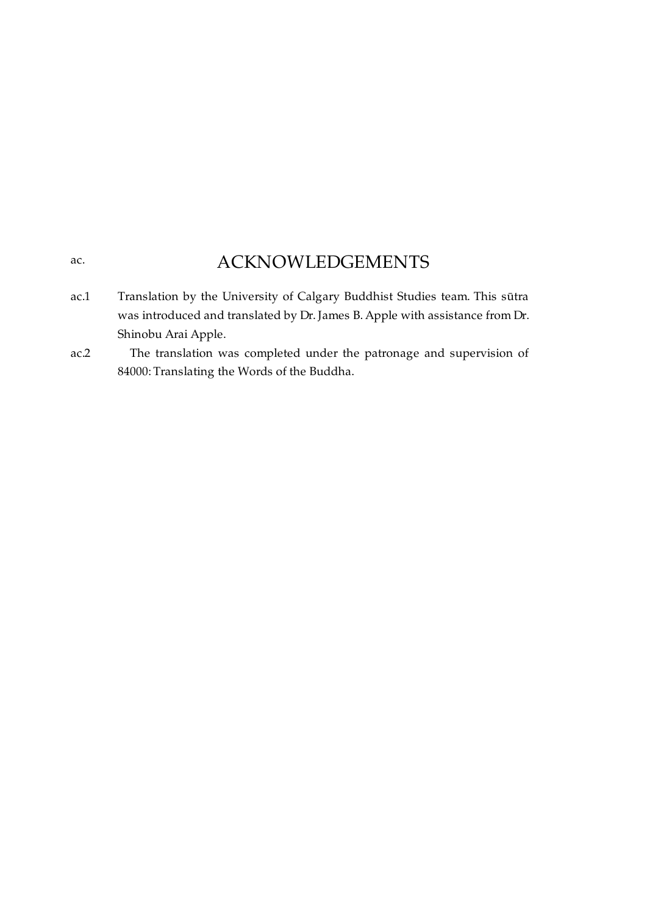# ac. ACKNOWLEDGEMENTS

ac.1 Translation by the University of Calgary Buddhist Studies team. This sūtra was introduced and translated by Dr. James B. Apple with assistance from Dr. Shinobu Arai Apple.

ac.2 The translation was completed under the patronage and supervision of 84000: Translating the Words of the Buddha.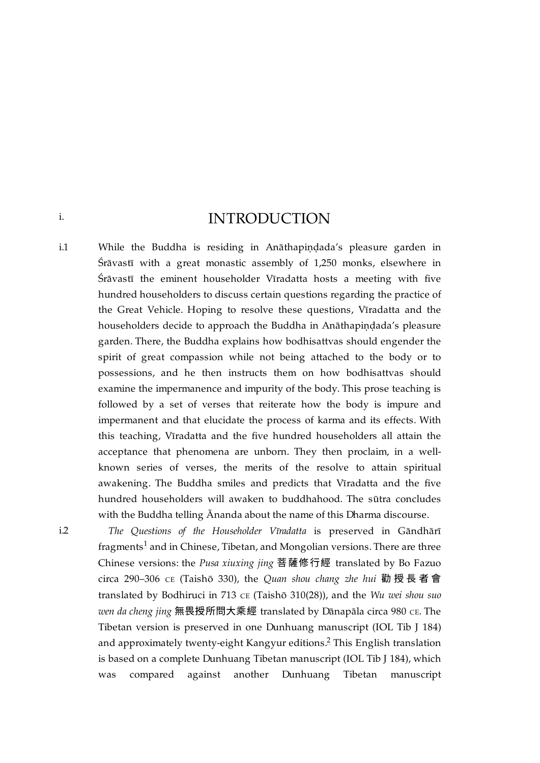# i. INTRODUCTION

i.1 While the Buddha is residing in Anāthapiṇḍada's pleasure garden in Śrāvastī with a great monastic assembly of 1,250 monks, elsewhere in Śrāvastī the eminent householder Vīradatta hosts a meeting with five hundred householders to discuss certain questions regarding the practice of the Great Vehicle. Hoping to resolve these questions, Vīradatta and the householders decide to approach the Buddha in Anāthapiṇḍada's pleasure garden. There, the Buddha explains how bodhisattvas should engender the spirit of great compassion while not being attached to the body or to possessions, and he then instructs them on how bodhisattvas should examine the impermanence and impurity of the body. This prose teaching is followed by a set of verses that reiterate how the body is impure and impermanent and that elucidate the process of karma and its effects. With this teaching, Vīradatta and the five hundred householders all attain the acceptance that phenomena are unborn. They then proclaim, in a well-known series of verses, the merits of the resolve to attain spiritual awakening. The Buddha smiles and predicts that Vīradatta and the five hundred householders will awaken to buddhahood. The sūtra concludes with the Buddha telling Ānanda about the name of this Dharma discourse.

i.2 *The Questions of the Householder Vīradatta* is preserved in Gāndhārī fragments[1] and in Chinese, Tibetan, and Mongolian versions. There are three Chinese versions: the *Pusa xiuxing jing* 菩薩修行經 translated by Bo Fazuo circa 290–306 CE (Taishō 330), the *Quan shou chang zhe hui* 勸授長者會 translated by Bodhiruci in 713 CE (Taishō 310(28)), and the *Wu wei shou suo wen da cheng jing* 無畏授所問大乘經 translated by Dānapāla circa 980 CE. The Tibetan version is preserved in one Dunhuang manuscript (IOL Tib J 184) and approximately twenty-eight Kangyur editions.[2] This English translation is based on a complete Dunhuang Tibetan manuscript (IOL Tib J 184), which was compared against another Dunhuang Tibetan manuscript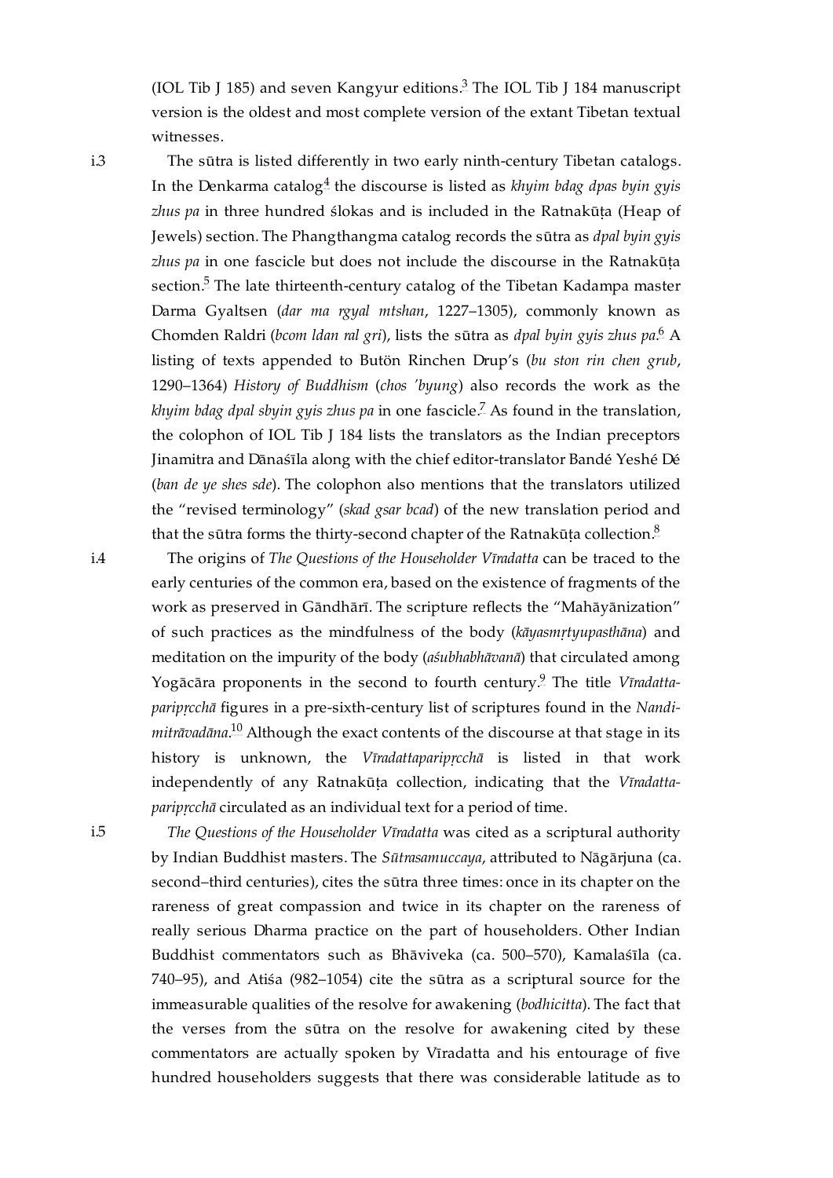(IOL Tib J 185) and seven Kangyur editions.[3] The IOL Tib J 184 manuscript version is the oldest and most complete version of the extant Tibetan textual witnesses.

i.3 The sūtra is listed differently in two early ninth-century Tibetan catalogs. In the Denkarma catalog[4] the discourse is listed as *khyim bdag dpas byin gyis zhus pa* in three hundred ślokas and is included in the Ratnakūṭa (Heap of Jewels) section. The Phangthangma catalog records the sūtra as *dpal byin gyis zhus pa* in one fascicle but does not include the discourse in the Ratnakūṭa section.[5] The late thirteenth-century catalog of the Tibetan Kadampa master Darma Gyaltsen (*dar ma rgyal mtshan*, 1227–1305), commonly known as Chomden Raldri (*bcom ldan ral gri*), lists the sūtra as *dpal byin gyis zhus pa*.[6] A listing of texts appended to Butön Rinchen Drup's (*bu ston rin chen grub*, 1290–1364) *History of Buddhism* (*chos 'byung*) also records the work as the *khyim bdag dpal sbyin gyis zhus pa* in one fascicle.[7] As found in the translation, the colophon of IOL Tib J 184 lists the translators as the Indian preceptors Jinamitra and Dānaśīla along with the chief editor-translator Bandé Yeshé Dé (*ban de ye shes sde*). The colophon also mentions that the translators utilized the "revised terminology" (*skad gsar bcad*) of the new translation period and that the sūtra forms the thirty-second chapter of the Ratnakūṭa collection.[8]

i.4 The origins of *The Questions of the Householder Vīradatta* can be traced to the early centuries of the common era, based on the existence of fragments of the work as preserved in Gāndhārī. The scripture reflects the "Mahāyānization" of such practices as the mindfulness of the body (*kāyasmṛtyupasthāna*) and meditation on the impurity of the body (*aśubhabhāvanā*) that circulated among Yogācāra proponents in the second to fourth century.[9] The title *Vīradatta­paripṛcchā* figures in a pre-sixth-century list of scriptures found in the *Nandi­mitrāvadāna*.[10] Although the exact contents of the discourse at that stage in its history is unknown, the *Vīradattaparipṛcchā* is listed in that work independently of any Ratnakūṭa collection, indicating that the *Vīradatta­paripṛcchā* circulated as an individual text for a period of time.

i.5 *The Questions of the Householder Vīradatta* was cited as a scriptural authority by Indian Buddhist masters. The *Sūtrasamuccaya*, attributed to Nāgārjuna (ca. second–third centuries), cites the sūtra three times: once in its chapter on the rareness of great compassion and twice in its chapter on the rareness of really serious Dharma practice on the part of householders. Other Indian Buddhist commentators such as Bhāviveka (ca. 500–570), Kamalaśīla (ca. 740–95), and Atiśa (982–1054) cite the sūtra as a scriptural source for the immeasurable qualities of the resolve for awakening (*bodhicitta*). The fact that the verses from the sūtra on the resolve for awakening cited by these commentators are actually spoken by Vīradatta and his entourage of five hundred householders suggests that there was considerable latitude as to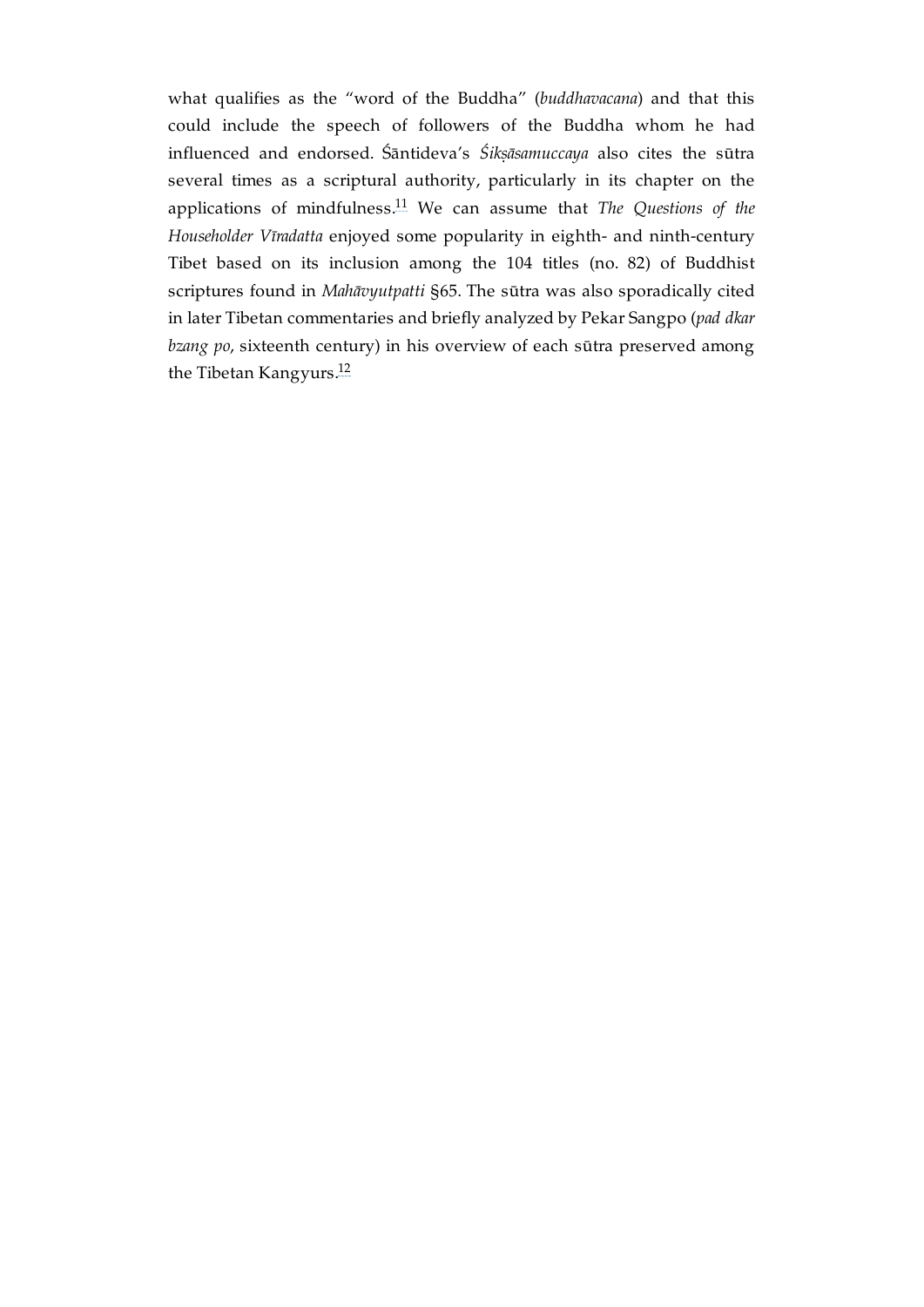what qualifies as the "word of the Buddha" (*buddhavacana*) and that this could include the speech of followers of the Buddha whom he had influenced and endorsed. Śāntideva's *Śikṣāsamuccaya* also cites the sūtra several times as a scriptural authority, particularly in its chapter on the applications of mindfulness.[11] We can assume that *The Questions of the Householder Vīradatta* enjoyed some popularity in eighth- and ninth-century Tibet based on its inclusion among the 104 titles (no. 82) of Buddhist scriptures found in *Mahāvyutpatti* §65. The sūtra was also sporadically cited in later Tibetan commentaries and briefly analyzed by Pekar Sangpo (*pad dkar bzang po*, sixteenth century) in his overview of each sūtra preserved among the Tibetan Kangyurs.[12]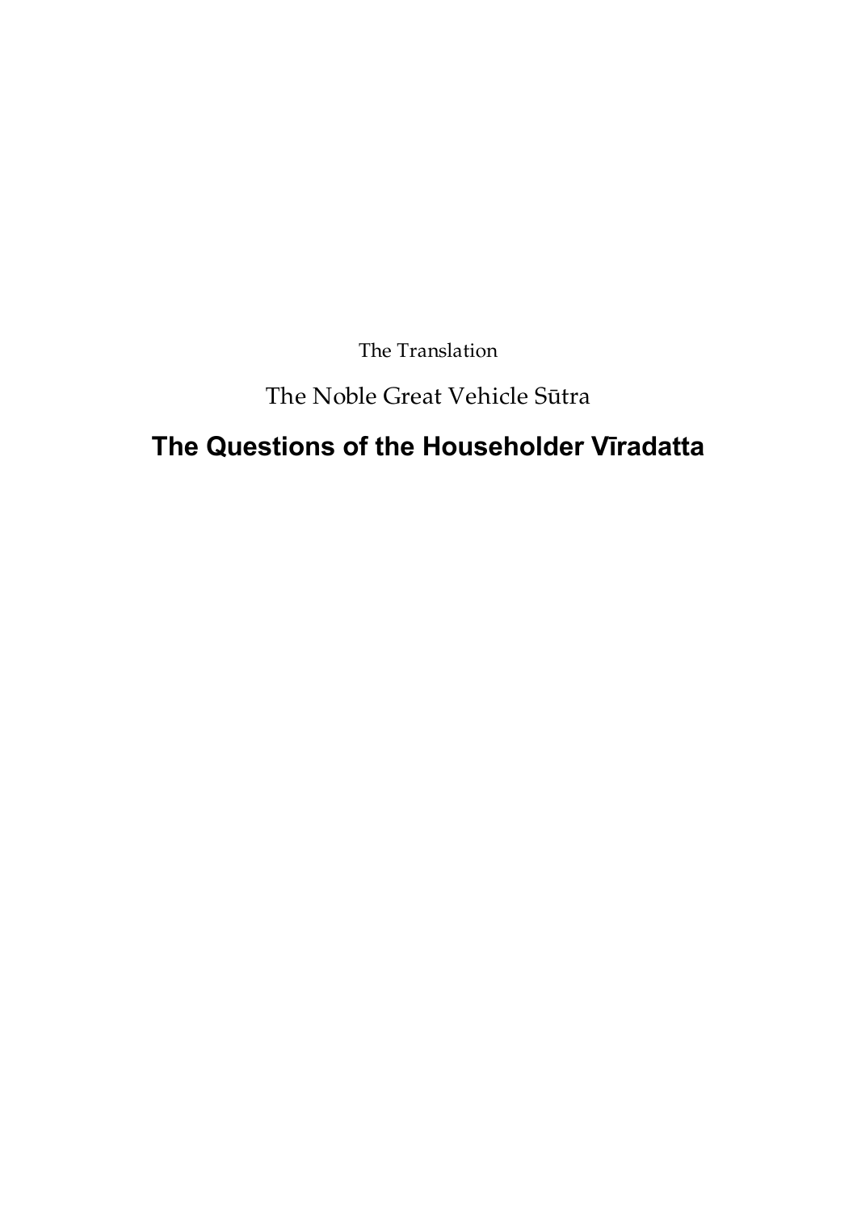The Translation

The Noble Great Vehicle Sūtra

# The Questions of the Householder Vīradatta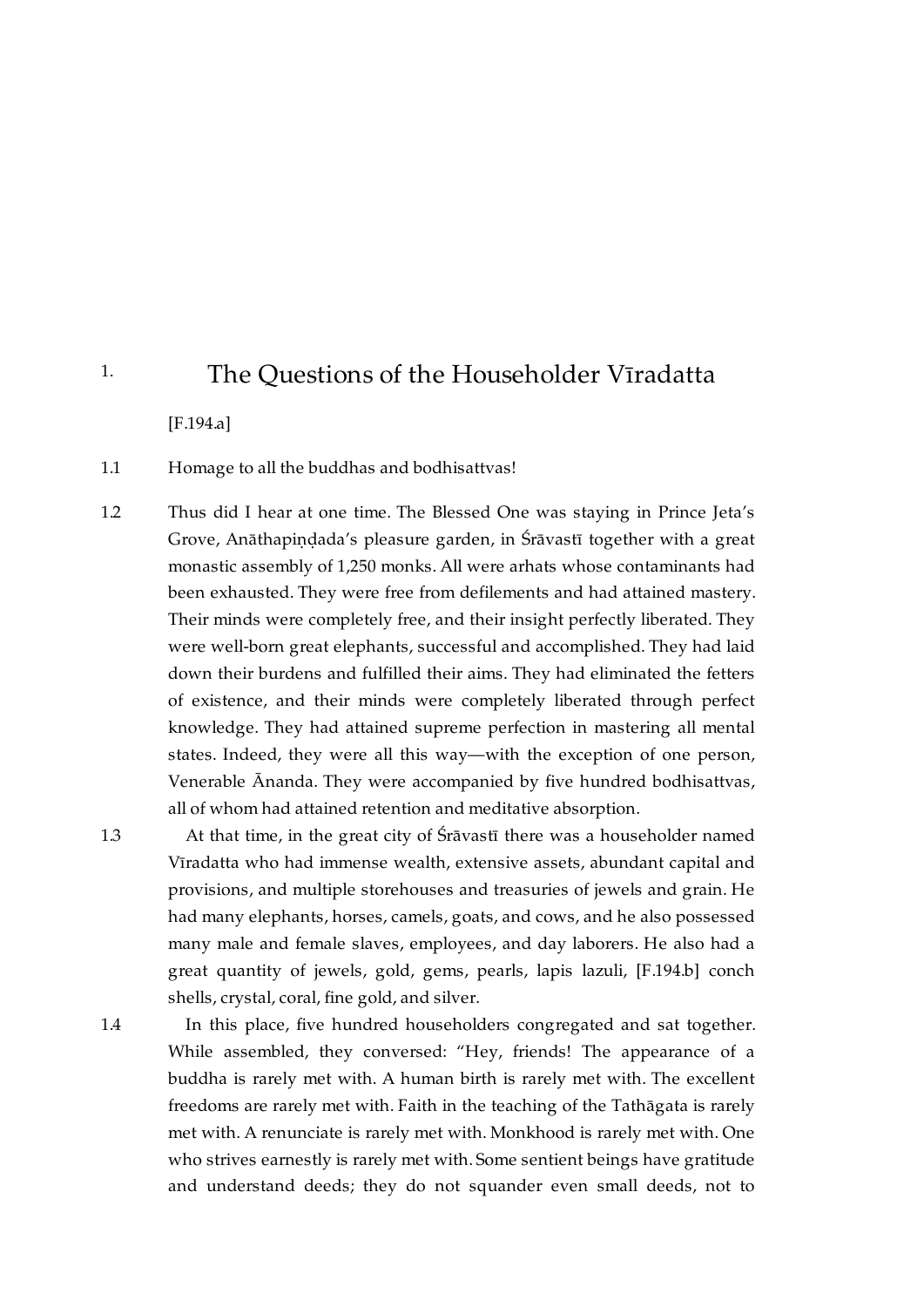# 1. The Questions of the Householder Vīradatta

[F.194.a]

1.1 Homage to all the buddhas and bodhisattvas!

1.2 Thus did I hear at one time. The Blessed One was staying in Prince Jeta's Grove, Anāthapiṇḍada's pleasure garden, in Śrāvastī together with a great monastic assembly of 1,250 monks. All were arhats whose contaminants had been exhausted. They were free from defilements and had attained mastery. Their minds were completely free, and their insight perfectly liberated. They were well-born great elephants, successful and accomplished. They had laid down their burdens and fulfilled their aims. They had eliminated the fetters of existence, and their minds were completely liberated through perfect knowledge. They had attained supreme perfection in mastering all mental states. Indeed, they were all this way—with the exception of one person, Venerable Ānanda. They were accompanied by five hundred bodhisattvas, all of whom had attained retention and meditative absorption.

1.3 At that time, in the great city of Śrāvastī there was a householder named Vīradatta who had immense wealth, extensive assets, abundant capital and provisions, and multiple storehouses and treasuries of jewels and grain. He had many elephants, horses, camels, goats, and cows, and he also possessed many male and female slaves, employees, and day laborers. He also had a great quantity of jewels, gold, gems, pearls, lapis lazuli, [F.194.b] conch shells, crystal, coral, fine gold, and silver.

1.4 In this place, five hundred householders congregated and sat together. While assembled, they conversed: "Hey, friends! The appearance of a buddha is rarely met with. A human birth is rarely met with. The excellent freedoms are rarely met with. Faith in the teaching of the Tathāgata is rarely met with. A renunciate is rarely met with. Monkhood is rarely met with. One who strives earnestly is rarely met with. Some sentient beings have gratitude and understand deeds; they do not squander even small deeds, not to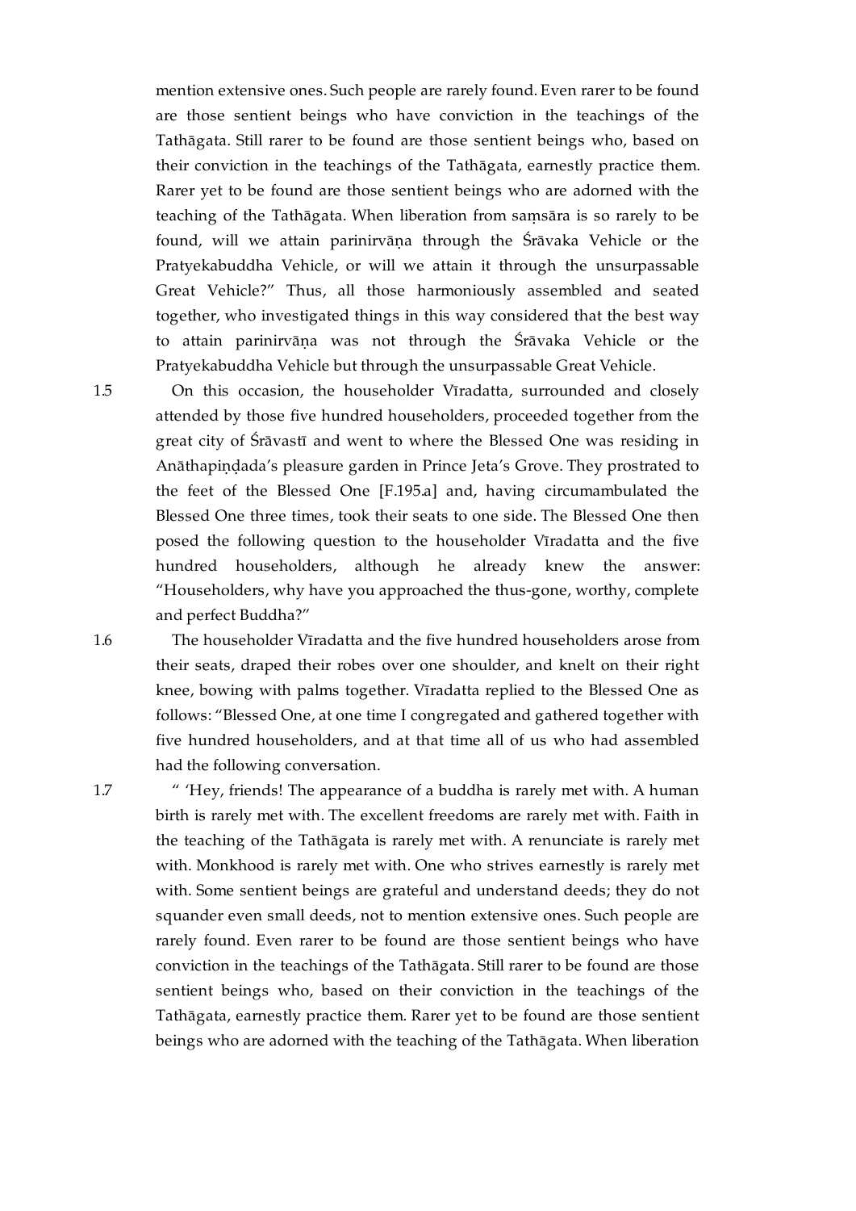mention extensive ones. Such people are rarely found. Even rarer to be found are those sentient beings who have conviction in the teachings of the Tathāgata. Still rarer to be found are those sentient beings who, based on their conviction in the teachings of the Tathāgata, earnestly practice them. Rarer yet to be found are those sentient beings who are adorned with the teaching of the Tathāgata. When liberation from saṃsāra is so rarely to be found, will we attain parinirvāṇa through the Śrāvaka Vehicle or the Pratyekabuddha Vehicle, or will we attain it through the unsurpassable Great Vehicle?" Thus, all those harmoniously assembled and seated together, who investigated things in this way considered that the best way to attain parinirvāṇa was not through the Śrāvaka Vehicle or the Pratyekabuddha Vehicle but through the unsurpassable Great Vehicle.

1.5 On this occasion, the householder Vīradatta, surrounded and closely attended by those five hundred householders, proceeded together from the great city of Śrāvastī and went to where the Blessed One was residing in Anāthapiṇḍada's pleasure garden in Prince Jeta's Grove. They prostrated to the feet of the Blessed One [F.195.a] and, having circumambulated the Blessed One three times, took their seats to one side. The Blessed One then posed the following question to the householder Vīradatta and the five hundred householders, although he already knew the answer: "Householders, why have you approached the thus-gone, worthy, complete and perfect Buddha?"

1.6 The householder Vīradatta and the five hundred householders arose from their seats, draped their robes over one shoulder, and knelt on their right knee, bowing with palms together. Vīradatta replied to the Blessed One as follows: "Blessed One, at one time I congregated and gathered together with five hundred householders, and at that time all of us who had assembled had the following conversation.

1.7 " 'Hey, friends! The appearance of a buddha is rarely met with. A human birth is rarely met with. The excellent freedoms are rarely met with. Faith in the teaching of the Tathāgata is rarely met with. A renunciate is rarely met with. Monkhood is rarely met with. One who strives earnestly is rarely met with. Some sentient beings are grateful and understand deeds; they do not squander even small deeds, not to mention extensive ones. Such people are rarely found. Even rarer to be found are those sentient beings who have conviction in the teachings of the Tathāgata. Still rarer to be found are those sentient beings who, based on their conviction in the teachings of the Tathāgata, earnestly practice them. Rarer yet to be found are those sentient beings who are adorned with the teaching of the Tathāgata. When liberation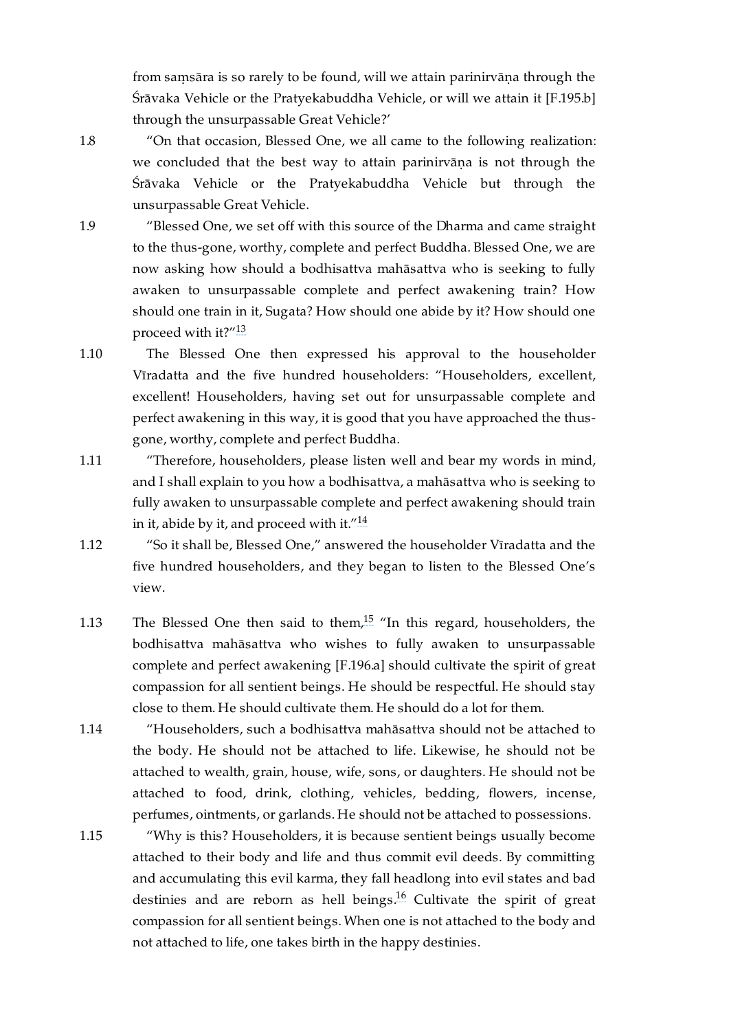from saṃsāra is so rarely to be found, will we attain parinirvāṇa through the Śrāvaka Vehicle or the Pratyekabuddha Vehicle, or will we attain it [F.195.b] through the unsurpassable Great Vehicle?'

1.8 "On that occasion, Blessed One, we all came to the following realization: we concluded that the best way to attain parinirvāṇa is not through the Śrāvaka Vehicle or the Pratyekabuddha Vehicle but through the unsurpassable Great Vehicle.

1.9 "Blessed One, we set off with this source of the Dharma and came straight to the thus-gone, worthy, complete and perfect Buddha. Blessed One, we are now asking how should a bodhisattva mahāsattva who is seeking to fully awaken to unsurpassable complete and perfect awakening train? How should one train in it, Sugata? How should one abide by it? How should one proceed with it?"[13]

1.10 The Blessed One then expressed his approval to the householder Vīradatta and the five hundred householders: "Householders, excellent, excellent! Householders, having set out for unsurpassable complete and perfect awakening in this way, it is good that you have approached the thus-gone, worthy, complete and perfect Buddha.

1.11 "Therefore, householders, please listen well and bear my words in mind, and I shall explain to you how a bodhisattva, a mahāsattva who is seeking to fully awaken to unsurpassable complete and perfect awakening should train in it, abide by it, and proceed with it."[14]

1.12 "So it shall be, Blessed One," answered the householder Vīradatta and the five hundred householders, and they began to listen to the Blessed One's view.

1.13 The Blessed One then said to them,[15] "In this regard, householders, the bodhisattva mahāsattva who wishes to fully awaken to unsurpassable complete and perfect awakening [F.196.a] should cultivate the spirit of great compassion for all sentient beings. He should be respectful. He should stay close to them. He should cultivate them. He should do a lot for them.

1.14 "Householders, such a bodhisattva mahāsattva should not be attached to the body. He should not be attached to life. Likewise, he should not be attached to wealth, grain, house, wife, sons, or daughters. He should not be attached to food, drink, clothing, vehicles, bedding, flowers, incense, perfumes, ointments, or garlands. He should not be attached to possessions.

1.15 "Why is this? Householders, it is because sentient beings usually become attached to their body and life and thus commit evil deeds. By committing and accumulating this evil karma, they fall headlong into evil states and bad destinies and are reborn as hell beings.[16] Cultivate the spirit of great compassion for all sentient beings. When one is not attached to the body and not attached to life, one takes birth in the happy destinies.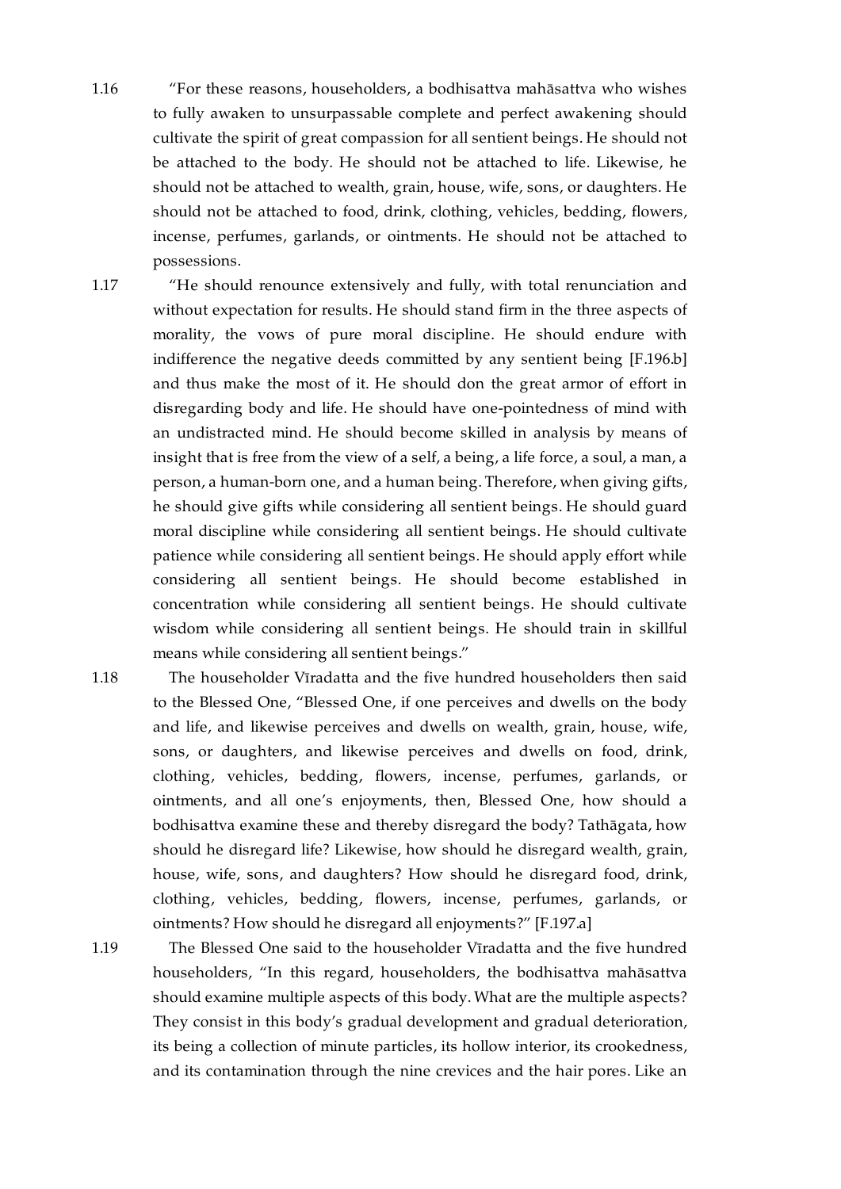1.16 "For these reasons, householders, a bodhisattva mahāsattva who wishes to fully awaken to unsurpassable complete and perfect awakening should cultivate the spirit of great compassion for all sentient beings. He should not be attached to the body. He should not be attached to life. Likewise, he should not be attached to wealth, grain, house, wife, sons, or daughters. He should not be attached to food, drink, clothing, vehicles, bedding, flowers, incense, perfumes, garlands, or ointments. He should not be attached to possessions.

1.17 "He should renounce extensively and fully, with total renunciation and without expectation for results. He should stand firm in the three aspects of morality, the vows of pure moral discipline. He should endure with indifference the negative deeds committed by any sentient being [F.196.b] and thus make the most of it. He should don the great armor of effort in disregarding body and life. He should have one-pointedness of mind with an undistracted mind. He should become skilled in analysis by means of insight that is free from the view of a self, a being, a life force, a soul, a man, a person, a human-born one, and a human being. Therefore, when giving gifts, he should give gifts while considering all sentient beings. He should guard moral discipline while considering all sentient beings. He should cultivate patience while considering all sentient beings. He should apply effort while considering all sentient beings. He should become established in concentration while considering all sentient beings. He should cultivate wisdom while considering all sentient beings. He should train in skillful means while considering all sentient beings."

1.18 The householder Vīradatta and the five hundred householders then said to the Blessed One, "Blessed One, if one perceives and dwells on the body and life, and likewise perceives and dwells on wealth, grain, house, wife, sons, or daughters, and likewise perceives and dwells on food, drink, clothing, vehicles, bedding, flowers, incense, perfumes, garlands, or ointments, and all one's enjoyments, then, Blessed One, how should a bodhisattva examine these and thereby disregard the body? Tathāgata, how should he disregard life? Likewise, how should he disregard wealth, grain, house, wife, sons, and daughters? How should he disregard food, drink, clothing, vehicles, bedding, flowers, incense, perfumes, garlands, or ointments? How should he disregard all enjoyments?" [F.197.a]

1.19 The Blessed One said to the householder Vīradatta and the five hundred householders, "In this regard, householders, the bodhisattva mahāsattva should examine multiple aspects of this body. What are the multiple aspects? They consist in this body's gradual development and gradual deterioration, its being a collection of minute particles, its hollow interior, its crookedness, and its contamination through the nine crevices and the hair pores. Like an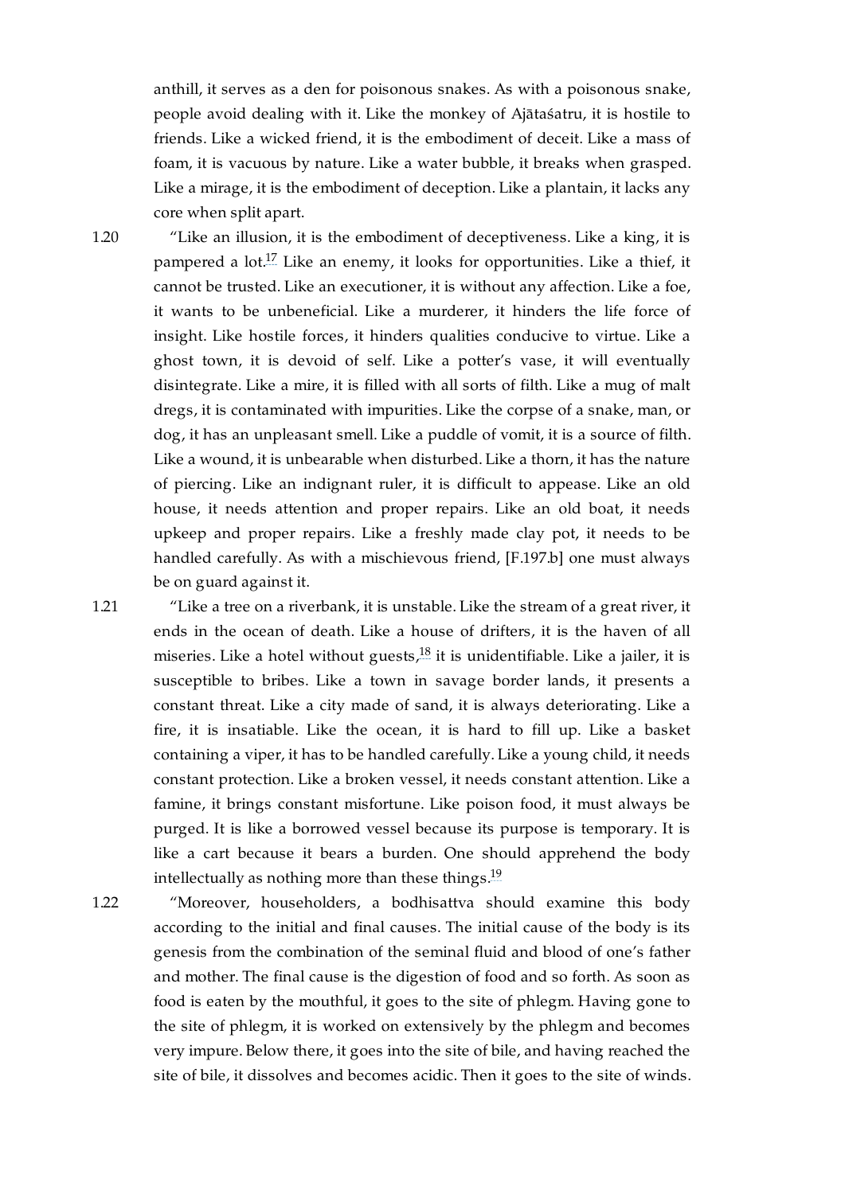anthill, it serves as a den for poisonous snakes. As with a poisonous snake, people avoid dealing with it. Like the monkey of Ajātaśatru, it is hostile to friends. Like a wicked friend, it is the embodiment of deceit. Like a mass of foam, it is vacuous by nature. Like a water bubble, it breaks when grasped. Like a mirage, it is the embodiment of deception. Like a plantain, it lacks any core when split apart.

1.20 “Like an illusion, it is the embodiment of deceptiveness. Like a king, it is pampered a lot.[17] Like an enemy, it looks for opportunities. Like a thief, it cannot be trusted. Like an executioner, it is without any affection. Like a foe, it wants to be unbeneficial. Like a murderer, it hinders the life force of insight. Like hostile forces, it hinders qualities conducive to virtue. Like a ghost town, it is devoid of self. Like a potter’s vase, it will eventually disintegrate. Like a mire, it is filled with all sorts of filth. Like a mug of malt dregs, it is contaminated with impurities. Like the corpse of a snake, man, or dog, it has an unpleasant smell. Like a puddle of vomit, it is a source of filth. Like a wound, it is unbearable when disturbed. Like a thorn, it has the nature of piercing. Like an indignant ruler, it is difficult to appease. Like an old house, it needs attention and proper repairs. Like an old boat, it needs upkeep and proper repairs. Like a freshly made clay pot, it needs to be handled carefully. As with a mischievous friend, [F.197.b] one must always be on guard against it.

1.21 “Like a tree on a riverbank, it is unstable. Like the stream of a great river, it ends in the ocean of death. Like a house of drifters, it is the haven of all miseries. Like a hotel without guests,[18] it is unidentifiable. Like a jailer, it is susceptible to bribes. Like a town in savage border lands, it presents a constant threat. Like a city made of sand, it is always deteriorating. Like a fire, it is insatiable. Like the ocean, it is hard to fill up. Like a basket containing a viper, it has to be handled carefully. Like a young child, it needs constant protection. Like a broken vessel, it needs constant attention. Like a famine, it brings constant misfortune. Like poison food, it must always be purged. It is like a borrowed vessel because its purpose is temporary. It is like a cart because it bears a burden. One should apprehend the body intellectually as nothing more than these things.[19]

1.22 “Moreover, householders, a bodhisattva should examine this body according to the initial and final causes. The initial cause of the body is its genesis from the combination of the seminal fluid and blood of one’s father and mother. The final cause is the digestion of food and so forth. As soon as food is eaten by the mouthful, it goes to the site of phlegm. Having gone to the site of phlegm, it is worked on extensively by the phlegm and becomes very impure. Below there, it goes into the site of bile, and having reached the site of bile, it dissolves and becomes acidic. Then it goes to the site of winds.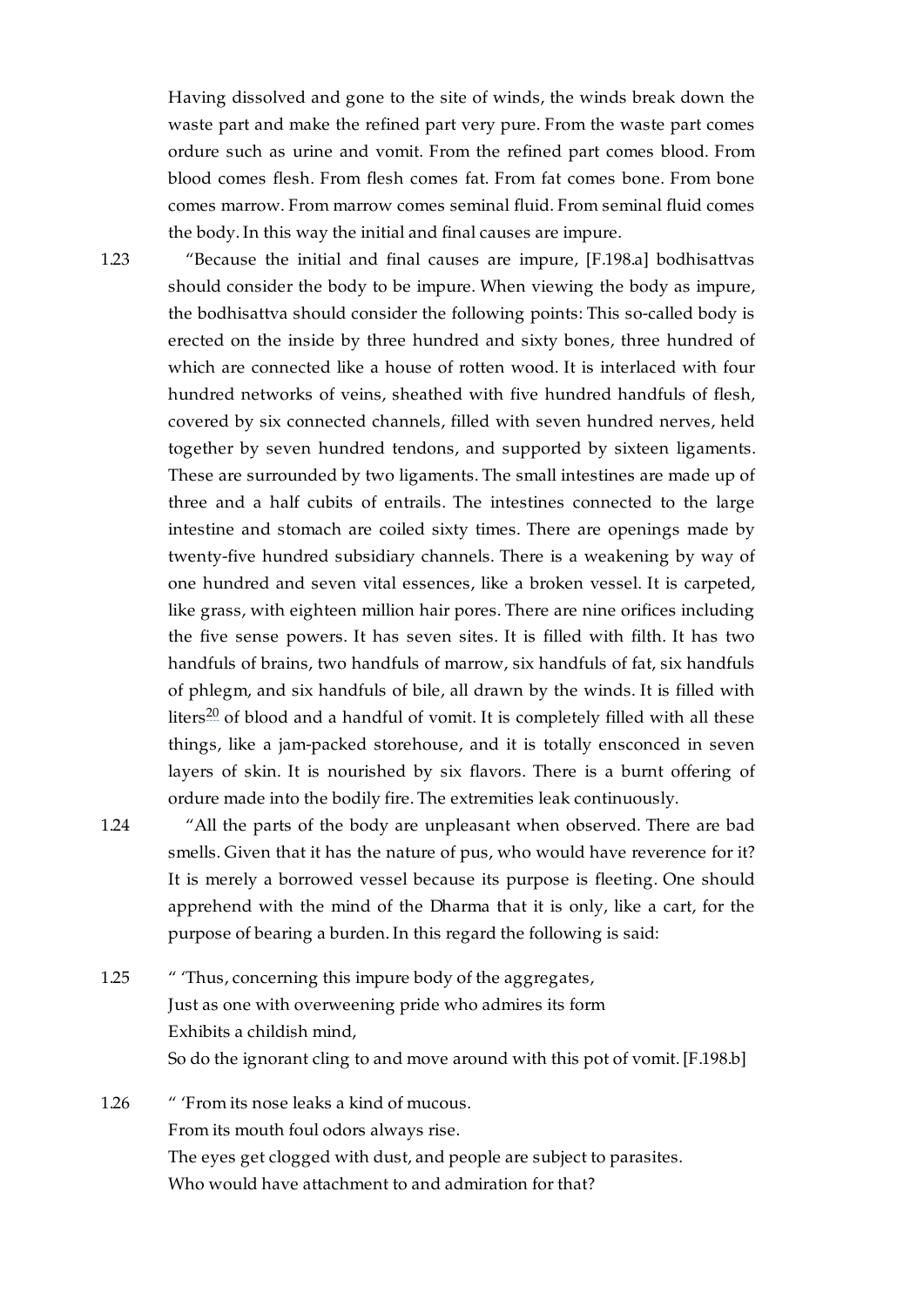Having dissolved and gone to the site of winds, the winds break down the waste part and make the refined part very pure. From the waste part comes ordure such as urine and vomit. From the refined part comes blood. From blood comes flesh. From flesh comes fat. From fat comes bone. From bone comes marrow. From marrow comes seminal fluid. From seminal fluid comes the body. In this way the initial and final causes are impure.

1.23 "Because the initial and final causes are impure, [F.198.a] bodhisattvas should consider the body to be impure. When viewing the body as impure, the bodhisattva should consider the following points: This so-called body is erected on the inside by three hundred and sixty bones, three hundred of which are connected like a house of rotten wood. It is interlaced with four hundred networks of veins, sheathed with five hundred handfuls of flesh, covered by six connected channels, filled with seven hundred nerves, held together by seven hundred tendons, and supported by sixteen ligaments. These are surrounded by two ligaments. The small intestines are made up of three and a half cubits of entrails. The intestines connected to the large intestine and stomach are coiled sixty times. There are openings made by twenty-five hundred subsidiary channels. There is a weakening by way of one hundred and seven vital essences, like a broken vessel. It is carpeted, like grass, with eighteen million hair pores. There are nine orifices including the five sense powers. It has seven sites. It is filled with filth. It has two handfuls of brains, two handfuls of marrow, six handfuls of fat, six handfuls of phlegm, and six handfuls of bile, all drawn by the winds. It is filled with liters[20] of blood and a handful of vomit. It is completely filled with all these things, like a jam-packed storehouse, and it is totally ensconced in seven layers of skin. It is nourished by six flavors. There is a burnt offering of ordure made into the bodily fire. The extremities leak continuously.

1.24 "All the parts of the body are unpleasant when observed. There are bad smells. Given that it has the nature of pus, who would have reverence for it? It is merely a borrowed vessel because its purpose is fleeting. One should apprehend with the mind of the Dharma that it is only, like a cart, for the purpose of bearing a burden. In this regard the following is said:

1.25 " 'Thus, concerning this impure body of the aggregates,
Just as one with overweening pride who admires its form
Exhibits a childish mind,
So do the ignorant cling to and move around with this pot of vomit. [F.198.b]

1.26 " 'From its nose leaks a kind of mucous.
From its mouth foul odors always rise.
The eyes get clogged with dust, and people are subject to parasites.
Who would have attachment to and admiration for that?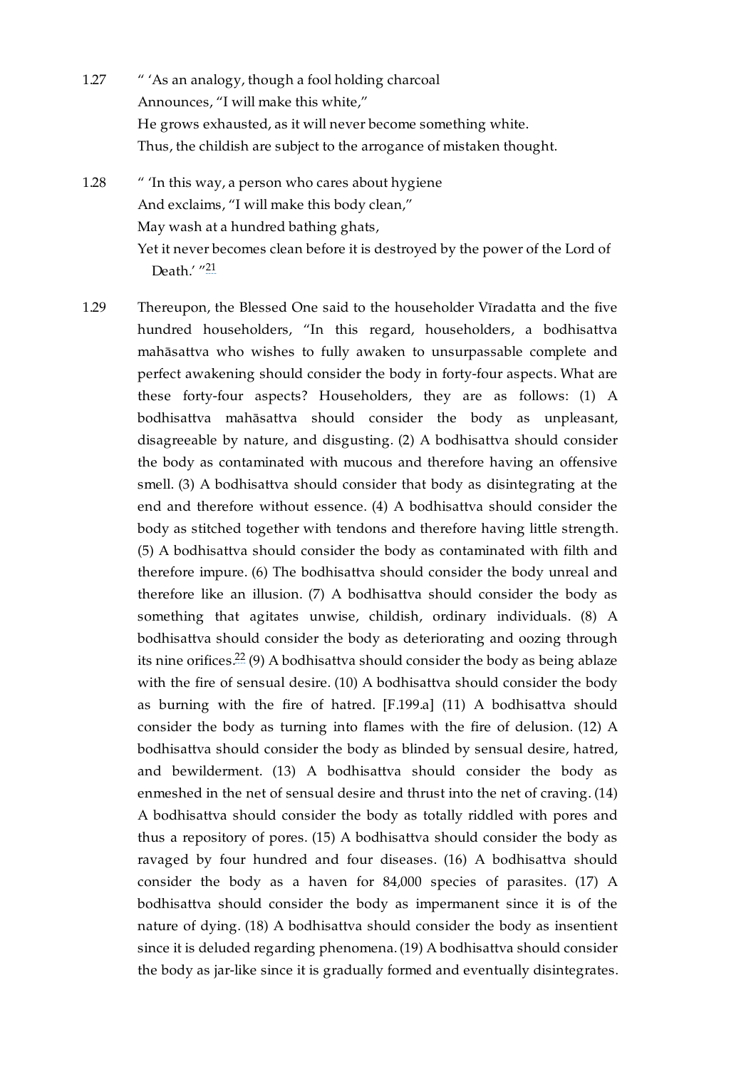1.27 “ ‘As an analogy, though a fool holding charcoal
Announces, “I will make this white,”
He grows exhausted, as it will never become something white.
Thus, the childish are subject to the arrogance of mistaken thought.

1.28 “ ‘In this way, a person who cares about hygiene
And exclaims, “I will make this body clean,”
May wash at a hundred bathing ghats,
Yet it never becomes clean before it is destroyed by the power of the Lord of Death.’ ”[21]

1.29 Thereupon, the Blessed One said to the householder Vīradatta and the five hundred householders, “In this regard, householders, a bodhisattva mahāsattva who wishes to fully awaken to unsurpassable complete and perfect awakening should consider the body in forty-four aspects. What are these forty-four aspects? Householders, they are as follows: (1) A bodhisattva mahāsattva should consider the body as unpleasant, disagreeable by nature, and disgusting. (2) A bodhisattva should consider the body as contaminated with mucous and therefore having an offensive smell. (3) A bodhisattva should consider that body as disintegrating at the end and therefore without essence. (4) A bodhisattva should consider the body as stitched together with tendons and therefore having little strength. (5) A bodhisattva should consider the body as contaminated with filth and therefore impure. (6) The bodhisattva should consider the body unreal and therefore like an illusion. (7) A bodhisattva should consider the body as something that agitates unwise, childish, ordinary individuals. (8) A bodhisattva should consider the body as deteriorating and oozing through its nine orifices.[22] (9) A bodhisattva should consider the body as being ablaze with the fire of sensual desire. (10) A bodhisattva should consider the body as burning with the fire of hatred. [F.199.a] (11) A bodhisattva should consider the body as turning into flames with the fire of delusion. (12) A bodhisattva should consider the body as blinded by sensual desire, hatred, and bewilderment. (13) A bodhisattva should consider the body as enmeshed in the net of sensual desire and thrust into the net of craving. (14) A bodhisattva should consider the body as totally riddled with pores and thus a repository of pores. (15) A bodhisattva should consider the body as ravaged by four hundred and four diseases. (16) A bodhisattva should consider the body as a haven for 84,000 species of parasites. (17) A bodhisattva should consider the body as impermanent since it is of the nature of dying. (18) A bodhisattva should consider the body as insentient since it is deluded regarding phenomena. (19) A bodhisattva should consider the body as jar-like since it is gradually formed and eventually disintegrates.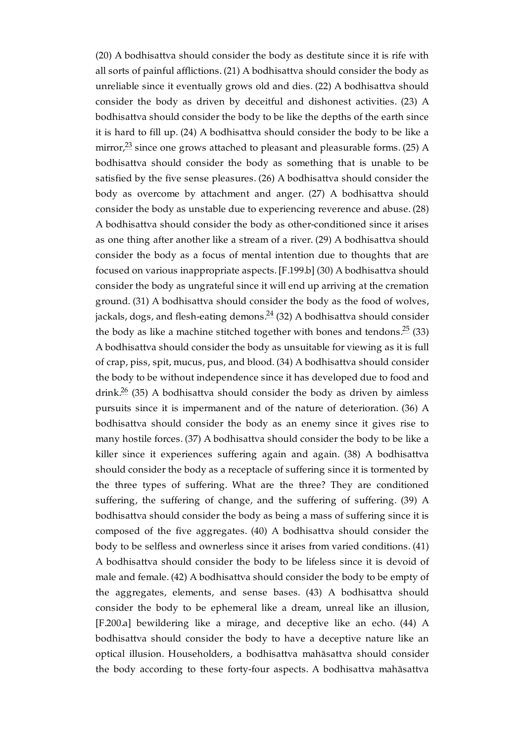(20) A bodhisattva should consider the body as destitute since it is rife with all sorts of painful afflictions. (21) A bodhisattva should consider the body as unreliable since it eventually grows old and dies. (22) A bodhisattva should consider the body as driven by deceitful and dishonest activities. (23) A bodhisattva should consider the body to be like the depths of the earth since it is hard to fill up. (24) A bodhisattva should consider the body to be like a mirror,[23] since one grows attached to pleasant and pleasurable forms. (25) A bodhisattva should consider the body as something that is unable to be satisfied by the five sense pleasures. (26) A bodhisattva should consider the body as overcome by attachment and anger. (27) A bodhisattva should consider the body as unstable due to experiencing reverence and abuse. (28) A bodhisattva should consider the body as other-conditioned since it arises as one thing after another like a stream of a river. (29) A bodhisattva should consider the body as a focus of mental intention due to thoughts that are focused on various inappropriate aspects. [F.199.b] (30) A bodhisattva should consider the body as ungrateful since it will end up arriving at the cremation ground. (31) A bodhisattva should consider the body as the food of wolves, jackals, dogs, and flesh-eating demons.[24] (32) A bodhisattva should consider the body as like a machine stitched together with bones and tendons.[25] (33) A bodhisattva should consider the body as unsuitable for viewing as it is full of crap, piss, spit, mucus, pus, and blood. (34) A bodhisattva should consider the body to be without independence since it has developed due to food and drink.[26] (35) A bodhisattva should consider the body as driven by aimless pursuits since it is impermanent and of the nature of deterioration. (36) A bodhisattva should consider the body as an enemy since it gives rise to many hostile forces. (37) A bodhisattva should consider the body to be like a killer since it experiences suffering again and again. (38) A bodhisattva should consider the body as a receptacle of suffering since it is tormented by the three types of suffering. What are the three? They are conditioned suffering, the suffering of change, and the suffering of suffering. (39) A bodhisattva should consider the body as being a mass of suffering since it is composed of the five aggregates. (40) A bodhisattva should consider the body to be selfless and ownerless since it arises from varied conditions. (41) A bodhisattva should consider the body to be lifeless since it is devoid of male and female. (42) A bodhisattva should consider the body to be empty of the aggregates, elements, and sense bases. (43) A bodhisattva should consider the body to be ephemeral like a dream, unreal like an illusion, [F.200.a] bewildering like a mirage, and deceptive like an echo. (44) A bodhisattva should consider the body to have a deceptive nature like an optical illusion. Householders, a bodhisattva mahāsattva should consider the body according to these forty-four aspects. A bodhisattva mahāsattva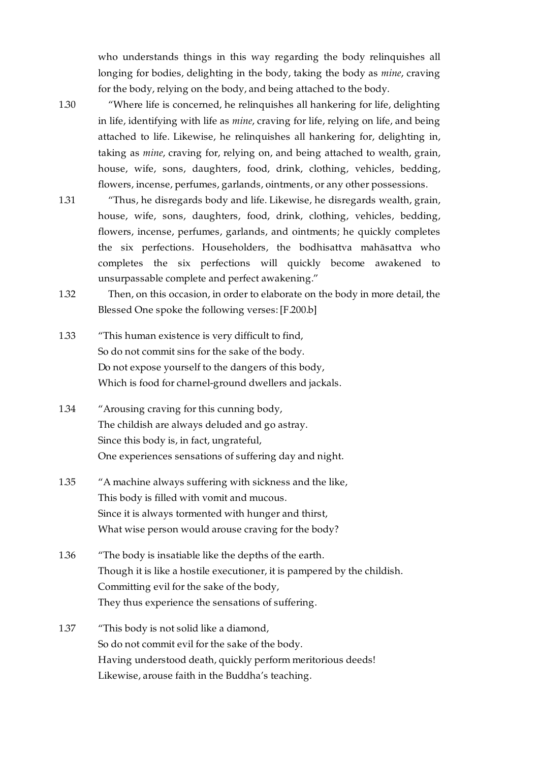who understands things in this way regarding the body relinquishes all longing for bodies, delighting in the body, taking the body as *mine*, craving for the body, relying on the body, and being attached to the body.

1.30 "Where life is concerned, he relinquishes all hankering for life, delighting in life, identifying with life as *mine*, craving for life, relying on life, and being attached to life. Likewise, he relinquishes all hankering for, delighting in, taking as *mine*, craving for, relying on, and being attached to wealth, grain, house, wife, sons, daughters, food, drink, clothing, vehicles, bedding, flowers, incense, perfumes, garlands, ointments, or any other possessions.

1.31 "Thus, he disregards body and life. Likewise, he disregards wealth, grain, house, wife, sons, daughters, food, drink, clothing, vehicles, bedding, flowers, incense, perfumes, garlands, and ointments; he quickly completes the six perfections. Householders, the bodhisattva mahāsattva who completes the six perfections will quickly become awakened to unsurpassable complete and perfect awakening."

1.32 Then, on this occasion, in order to elaborate on the body in more detail, the Blessed One spoke the following verses: [F.200.b]

1.33 "This human existence is very difficult to find,
So do not commit sins for the sake of the body.
Do not expose yourself to the dangers of this body,
Which is food for charnel-ground dwellers and jackals.

1.34 "Arousing craving for this cunning body,
The childish are always deluded and go astray.
Since this body is, in fact, ungrateful,
One experiences sensations of suffering day and night.

1.35 "A machine always suffering with sickness and the like,
This body is filled with vomit and mucous.
Since it is always tormented with hunger and thirst,
What wise person would arouse craving for the body?

1.36 "The body is insatiable like the depths of the earth.
Though it is like a hostile executioner, it is pampered by the childish.
Committing evil for the sake of the body,
They thus experience the sensations of suffering.

1.37 "This body is not solid like a diamond,
So do not commit evil for the sake of the body.
Having understood death, quickly perform meritorious deeds!
Likewise, arouse faith in the Buddha's teaching.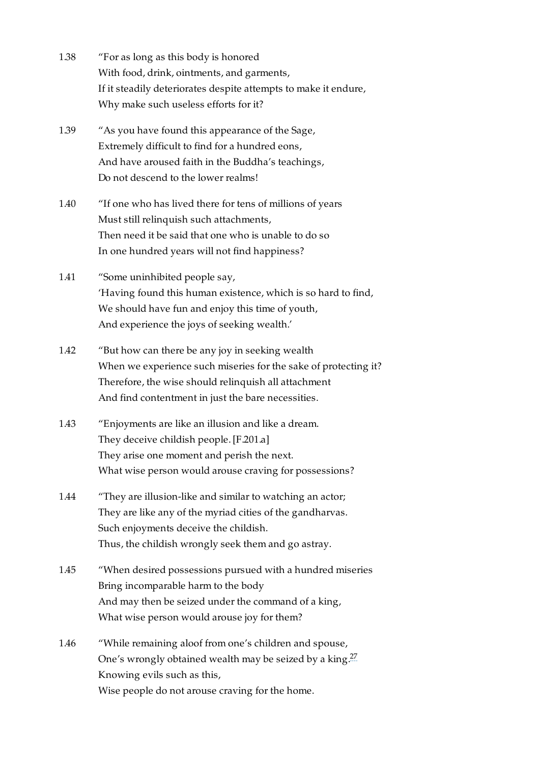1.38 “For as long as this body is honored
With food, drink, ointments, and garments,
If it steadily deteriorates despite attempts to make it endure,
Why make such useless efforts for it?

1.39 “As you have found this appearance of the Sage,
Extremely difficult to find for a hundred eons,
And have aroused faith in the Buddha’s teachings,
Do not descend to the lower realms!

1.40 “If one who has lived there for tens of millions of years
Must still relinquish such attachments,
Then need it be said that one who is unable to do so
In one hundred years will not find happiness?

1.41 “Some uninhibited people say,
‘Having found this human existence, which is so hard to find,
We should have fun and enjoy this time of youth,
And experience the joys of seeking wealth.’

1.42 “But how can there be any joy in seeking wealth
When we experience such miseries for the sake of protecting it?
Therefore, the wise should relinquish all attachment
And find contentment in just the bare necessities.

1.43 “Enjoyments are like an illusion and like a dream.
They deceive childish people. [F.201.a]
They arise one moment and perish the next.
What wise person would arouse craving for possessions?

1.44 “They are illusion-like and similar to watching an actor;
They are like any of the myriad cities of the gandharvas.
Such enjoyments deceive the childish.
Thus, the childish wrongly seek them and go astray.

1.45 “When desired possessions pursued with a hundred miseries
Bring incomparable harm to the body
And may then be seized under the command of a king,
What wise person would arouse joy for them?

1.46 “While remaining aloof from one’s children and spouse,
One’s wrongly obtained wealth may be seized by a king.[27]
Knowing evils such as this,
Wise people do not arouse craving for the home.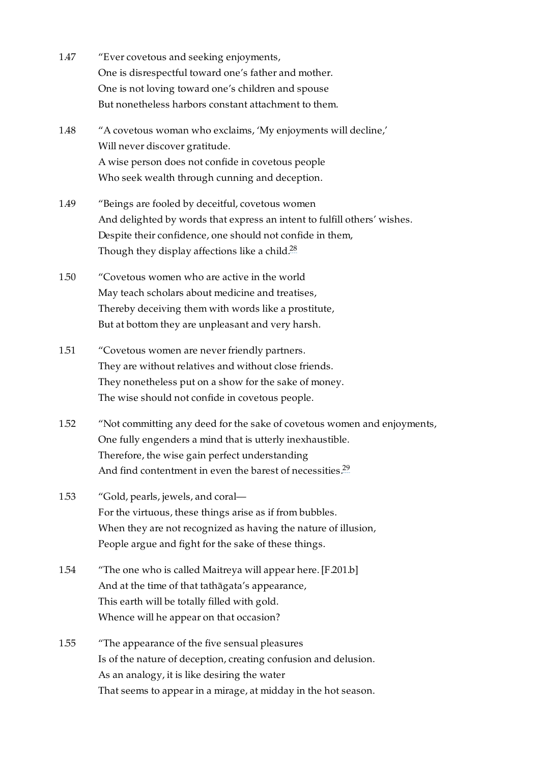1.47 “Ever covetous and seeking enjoyments,
One is disrespectful toward one’s father and mother.
One is not loving toward one’s children and spouse
But nonetheless harbors constant attachment to them.

1.48 “A covetous woman who exclaims, ‘My enjoyments will decline,’
Will never discover gratitude.
A wise person does not confide in covetous people
Who seek wealth through cunning and deception.

1.49 “Beings are fooled by deceitful, covetous women
And delighted by words that express an intent to fulfill others’ wishes.
Despite their confidence, one should not confide in them,
Though they display affections like a child.[28]

1.50 “Covetous women who are active in the world
May teach scholars about medicine and treatises,
Thereby deceiving them with words like a prostitute,
But at bottom they are unpleasant and very harsh.

1.51 “Covetous women are never friendly partners.
They are without relatives and without close friends.
They nonetheless put on a show for the sake of money.
The wise should not confide in covetous people.

1.52 “Not committing any deed for the sake of covetous women and enjoyments,
One fully engenders a mind that is utterly inexhaustible.
Therefore, the wise gain perfect understanding
And find contentment in even the barest of necessities.[29]

1.53 “Gold, pearls, jewels, and coral—
For the virtuous, these things arise as if from bubbles.
When they are not recognized as having the nature of illusion,
People argue and fight for the sake of these things.

1.54 “The one who is called Maitreya will appear here. [F.201.b]
And at the time of that tathāgata’s appearance,
This earth will be totally filled with gold.
Whence will he appear on that occasion?

1.55 “The appearance of the five sensual pleasures
Is of the nature of deception, creating confusion and delusion.
As an analogy, it is like desiring the water
That seems to appear in a mirage, at midday in the hot season.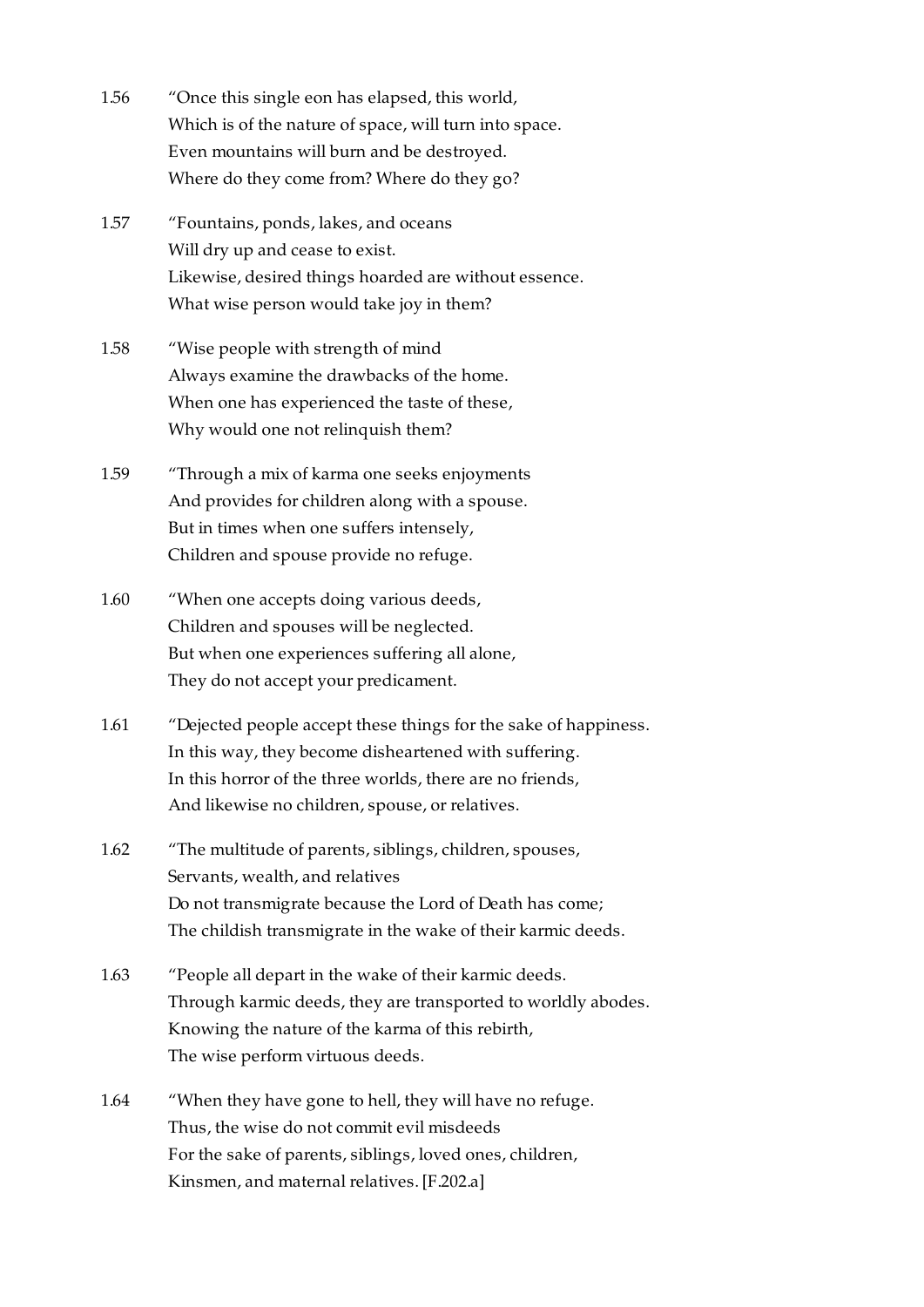1.56 "Once this single eon has elapsed, this world,
Which is of the nature of space, will turn into space.
Even mountains will burn and be destroyed.
Where do they come from? Where do they go?

1.57 "Fountains, ponds, lakes, and oceans
Will dry up and cease to exist.
Likewise, desired things hoarded are without essence.
What wise person would take joy in them?

1.58 "Wise people with strength of mind
Always examine the drawbacks of the home.
When one has experienced the taste of these,
Why would one not relinquish them?

1.59 "Through a mix of karma one seeks enjoyments
And provides for children along with a spouse.
But in times when one suffers intensely,
Children and spouse provide no refuge.

1.60 "When one accepts doing various deeds,
Children and spouses will be neglected.
But when one experiences suffering all alone,
They do not accept your predicament.

1.61 "Dejected people accept these things for the sake of happiness.
In this way, they become disheartened with suffering.
In this horror of the three worlds, there are no friends,
And likewise no children, spouse, or relatives.

1.62 "The multitude of parents, siblings, children, spouses,
Servants, wealth, and relatives
Do not transmigrate because the Lord of Death has come;
The childish transmigrate in the wake of their karmic deeds.

1.63 "People all depart in the wake of their karmic deeds.
Through karmic deeds, they are transported to worldly abodes.
Knowing the nature of the karma of this rebirth,
The wise perform virtuous deeds.

1.64 "When they have gone to hell, they will have no refuge.
Thus, the wise do not commit evil misdeeds
For the sake of parents, siblings, loved ones, children,
Kinsmen, and maternal relatives. [F.202.a]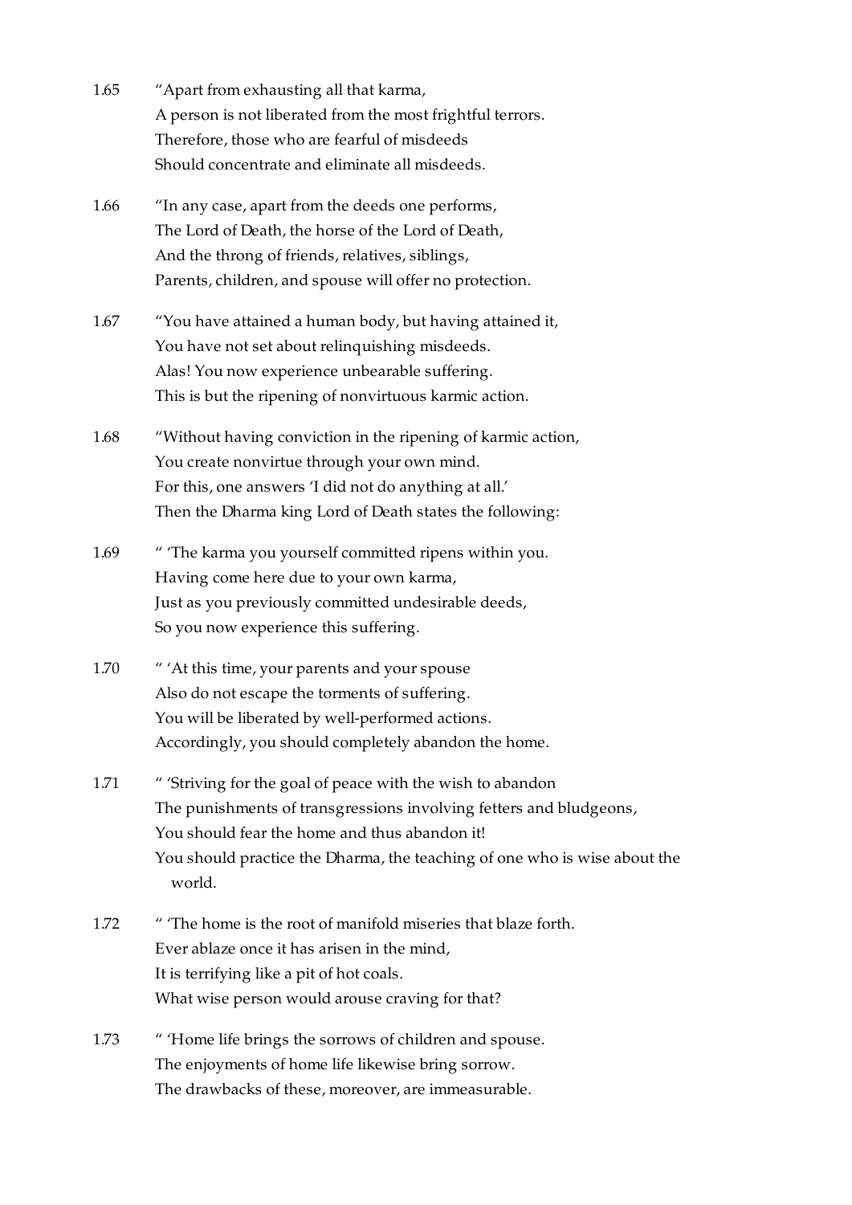1.65 “Apart from exhausting all that karma,
A person is not liberated from the most frightful terrors.
Therefore, those who are fearful of misdeeds
Should concentrate and eliminate all misdeeds.

1.66 “In any case, apart from the deeds one performs,
The Lord of Death, the horse of the Lord of Death,
And the throng of friends, relatives, siblings,
Parents, children, and spouse will offer no protection.

1.67 “You have attained a human body, but having attained it,
You have not set about relinquishing misdeeds.
Alas! You now experience unbearable suffering.
This is but the ripening of nonvirtuous karmic action.

1.68 “Without having conviction in the ripening of karmic action,
You create nonvirtue through your own mind.
For this, one answers ‘I did not do anything at all.’
Then the Dharma king Lord of Death states the following:

1.69 “ ‘The karma you yourself committed ripens within you.
Having come here due to your own karma,
Just as you previously committed undesirable deeds,
So you now experience this suffering.

1.70 “ ‘At this time, your parents and your spouse
Also do not escape the torments of suffering.
You will be liberated by well-performed actions.
Accordingly, you should completely abandon the home.

1.71 “ ‘Striving for the goal of peace with the wish to abandon
The punishments of transgressions involving fetters and bludgeons,
You should fear the home and thus abandon it!
You should practice the Dharma, the teaching of one who is wise about the world.

1.72 “ ‘The home is the root of manifold miseries that blaze forth.
Ever ablaze once it has arisen in the mind,
It is terrifying like a pit of hot coals.
What wise person would arouse craving for that?

1.73 “ ‘Home life brings the sorrows of children and spouse.
The enjoyments of home life likewise bring sorrow.
The drawbacks of these, moreover, are immeasurable.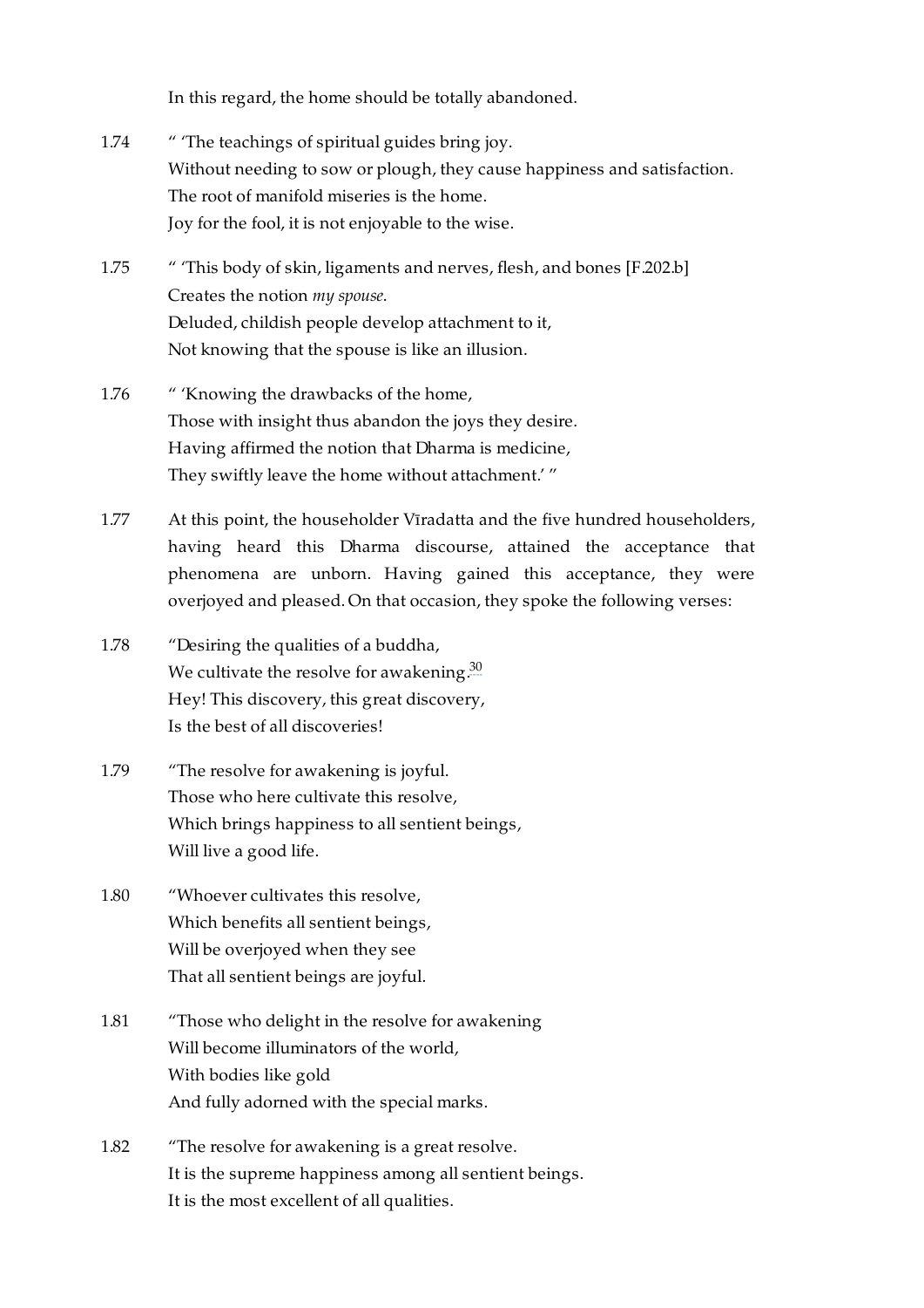In this regard, the home should be totally abandoned.

1.74 " 'The teachings of spiritual guides bring joy.  
Without needing to sow or plough, they cause happiness and satisfaction.  
The root of manifold miseries is the home.  
Joy for the fool, it is not enjoyable to the wise.

1.75 " 'This body of skin, ligaments and nerves, flesh, and bones [F.202.b]  
Creates the notion *my spouse*.  
Deluded, childish people develop attachment to it,  
Not knowing that the spouse is like an illusion.

1.76 " 'Knowing the drawbacks of the home,  
Those with insight thus abandon the joys they desire.  
Having affirmed the notion that Dharma is medicine,  
They swiftly leave the home without attachment.' "

1.77 At this point, the householder Vīradatta and the five hundred householders, having heard this Dharma discourse, attained the acceptance that phenomena are unborn. Having gained this acceptance, they were overjoyed and pleased. On that occasion, they spoke the following verses:

1.78 "Desiring the qualities of a buddha,  
We cultivate the resolve for awakening.[30]  
Hey! This discovery, this great discovery,  
Is the best of all discoveries!

1.79 "The resolve for awakening is joyful.  
Those who here cultivate this resolve,  
Which brings happiness to all sentient beings,  
Will live a good life.

1.80 "Whoever cultivates this resolve,  
Which benefits all sentient beings,  
Will be overjoyed when they see  
That all sentient beings are joyful.

1.81 "Those who delight in the resolve for awakening  
Will become illuminators of the world,  
With bodies like gold  
And fully adorned with the special marks.

1.82 "The resolve for awakening is a great resolve.  
It is the supreme happiness among all sentient beings.  
It is the most excellent of all qualities.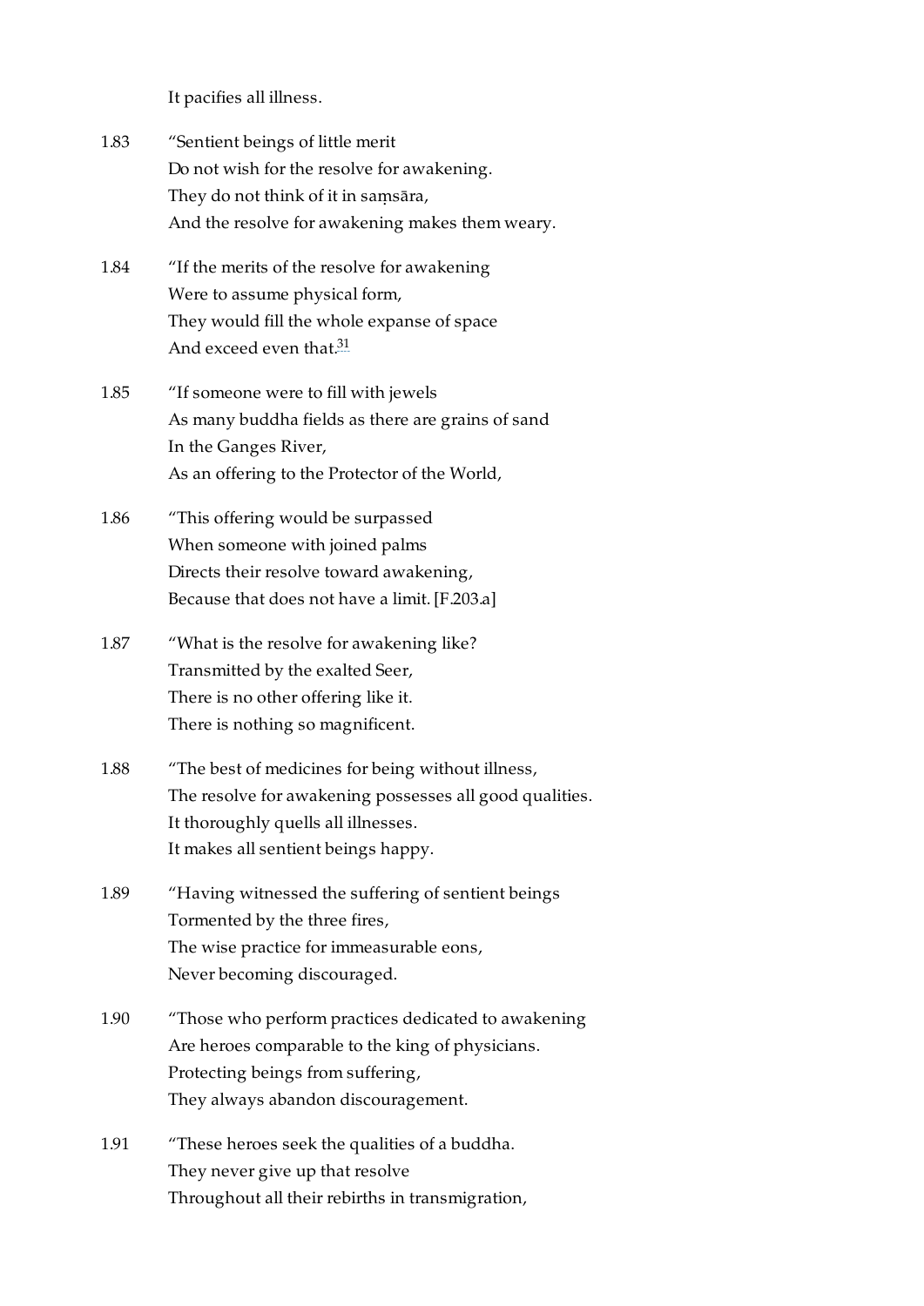It pacifies all illness.

1.83 "Sentient beings of little merit
Do not wish for the resolve for awakening.
They do not think of it in saṃsāra,
And the resolve for awakening makes them weary.

1.84 "If the merits of the resolve for awakening
Were to assume physical form,
They would fill the whole expanse of space
And exceed even that.[31]

1.85 "If someone were to fill with jewels
As many buddha fields as there are grains of sand
In the Ganges River,
As an offering to the Protector of the World,

1.86 "This offering would be surpassed
When someone with joined palms
Directs their resolve toward awakening,
Because that does not have a limit. [F.203.a]

1.87 "What is the resolve for awakening like?
Transmitted by the exalted Seer,
There is no other offering like it.
There is nothing so magnificent.

1.88 "The best of medicines for being without illness,
The resolve for awakening possesses all good qualities.
It thoroughly quells all illnesses.
It makes all sentient beings happy.

1.89 "Having witnessed the suffering of sentient beings
Tormented by the three fires,
The wise practice for immeasurable eons,
Never becoming discouraged.

1.90 "Those who perform practices dedicated to awakening
Are heroes comparable to the king of physicians.
Protecting beings from suffering,
They always abandon discouragement.

1.91 "These heroes seek the qualities of a buddha.
They never give up that resolve
Throughout all their rebirths in transmigration,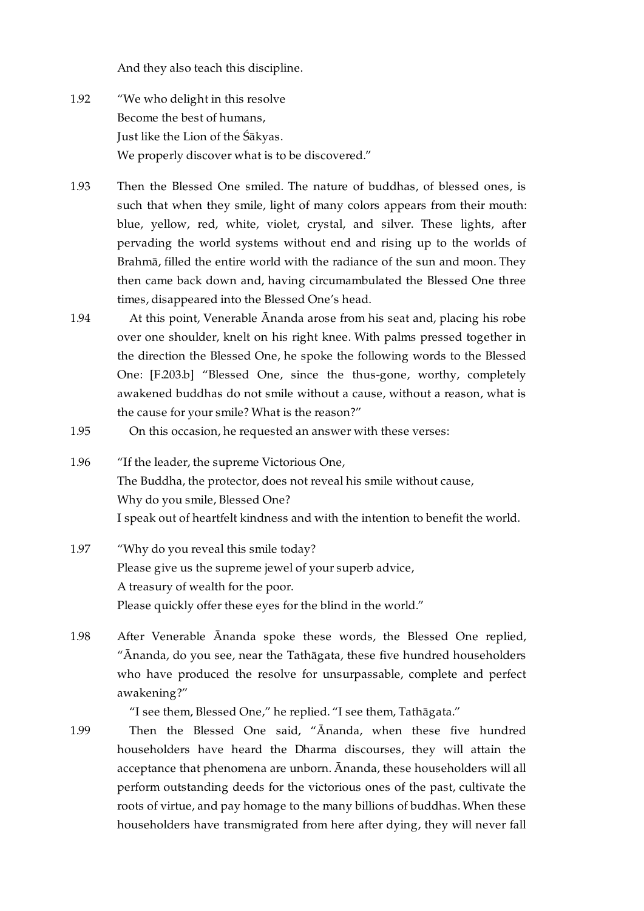And they also teach this discipline.

1.92 "We who delight in this resolve
Become the best of humans,
Just like the Lion of the Śākyas.
We properly discover what is to be discovered."

1.93 Then the Blessed One smiled. The nature of buddhas, of blessed ones, is such that when they smile, light of many colors appears from their mouth: blue, yellow, red, white, violet, crystal, and silver. These lights, after pervading the world systems without end and rising up to the worlds of Brahmā, filled the entire world with the radiance of the sun and moon. They then came back down and, having circumambulated the Blessed One three times, disappeared into the Blessed One's head.

1.94 At this point, Venerable Ānanda arose from his seat and, placing his robe over one shoulder, knelt on his right knee. With palms pressed together in the direction the Blessed One, he spoke the following words to the Blessed One: [F.203.b] "Blessed One, since the thus-gone, worthy, completely awakened buddhas do not smile without a cause, without a reason, what is the cause for your smile? What is the reason?"

1.95 On this occasion, he requested an answer with these verses:

1.96 "If the leader, the supreme Victorious One,
The Buddha, the protector, does not reveal his smile without cause,
Why do you smile, Blessed One?
I speak out of heartfelt kindness and with the intention to benefit the world.

1.97 "Why do you reveal this smile today?
Please give us the supreme jewel of your superb advice,
A treasury of wealth for the poor.
Please quickly offer these eyes for the blind in the world."

1.98 After Venerable Ānanda spoke these words, the Blessed One replied, "Ānanda, do you see, near the Tathāgata, these five hundred householders who have produced the resolve for unsurpassable, complete and perfect awakening?"

"I see them, Blessed One," he replied. "I see them, Tathāgata."

1.99 Then the Blessed One said, "Ānanda, when these five hundred householders have heard the Dharma discourses, they will attain the acceptance that phenomena are unborn. Ānanda, these householders will all perform outstanding deeds for the victorious ones of the past, cultivate the roots of virtue, and pay homage to the many billions of buddhas. When these householders have transmigrated from here after dying, they will never fall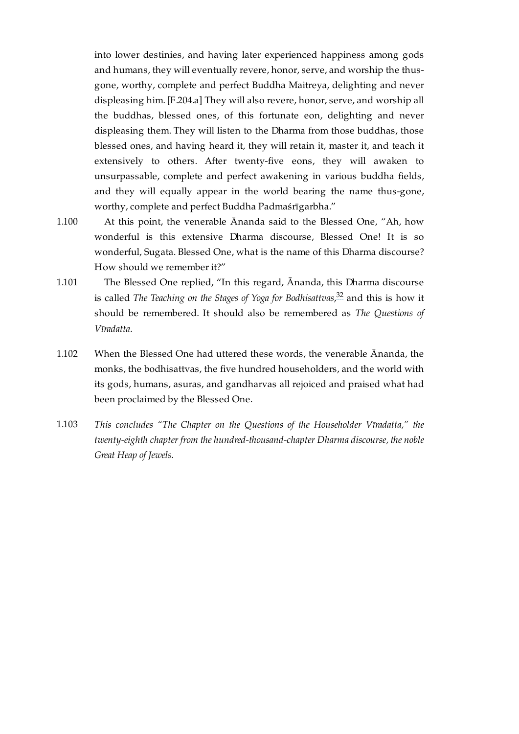into lower destinies, and having later experienced happiness among gods and humans, they will eventually revere, honor, serve, and worship the thus-gone, worthy, complete and perfect Buddha Maitreya, delighting and never displeasing him. [F.204.a] They will also revere, honor, serve, and worship all the buddhas, blessed ones, of this fortunate eon, delighting and never displeasing them. They will listen to the Dharma from those buddhas, those blessed ones, and having heard it, they will retain it, master it, and teach it extensively to others. After twenty-five eons, they will awaken to unsurpassable, complete and perfect awakening in various buddha fields, and they will equally appear in the world bearing the name thus-gone, worthy, complete and perfect Buddha Padmaśrīgarbha."

1.100 At this point, the venerable Ānanda said to the Blessed One, "Ah, how wonderful is this extensive Dharma discourse, Blessed One! It is so wonderful, Sugata. Blessed One, what is the name of this Dharma discourse? How should we remember it?"

1.101 The Blessed One replied, "In this regard, Ānanda, this Dharma discourse is called *The Teaching on the Stages of Yoga for Bodhisattvas,*[32] and this is how it should be remembered. It should also be remembered as *The Questions of Vīradatta*.

1.102 When the Blessed One had uttered these words, the venerable Ānanda, the monks, the bodhisattvas, the five hundred householders, and the world with its gods, humans, asuras, and gandharvas all rejoiced and praised what had been proclaimed by the Blessed One.

1.103 *This concludes "The Chapter on the Questions of the Householder Vīradatta," the twenty-eighth chapter from the hundred-thousand-chapter Dharma discourse, the noble Great Heap of Jewels.*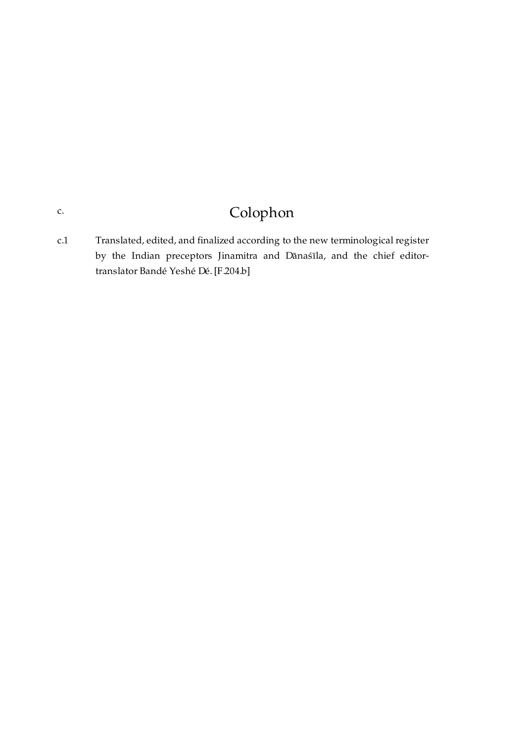# c. Colophon

c.1 Translated, edited, and finalized according to the new terminological register by the Indian preceptors Jinamitra and Dānaśīla, and the chief editor-translator Bandé Yeshé Dé. [F.204.b]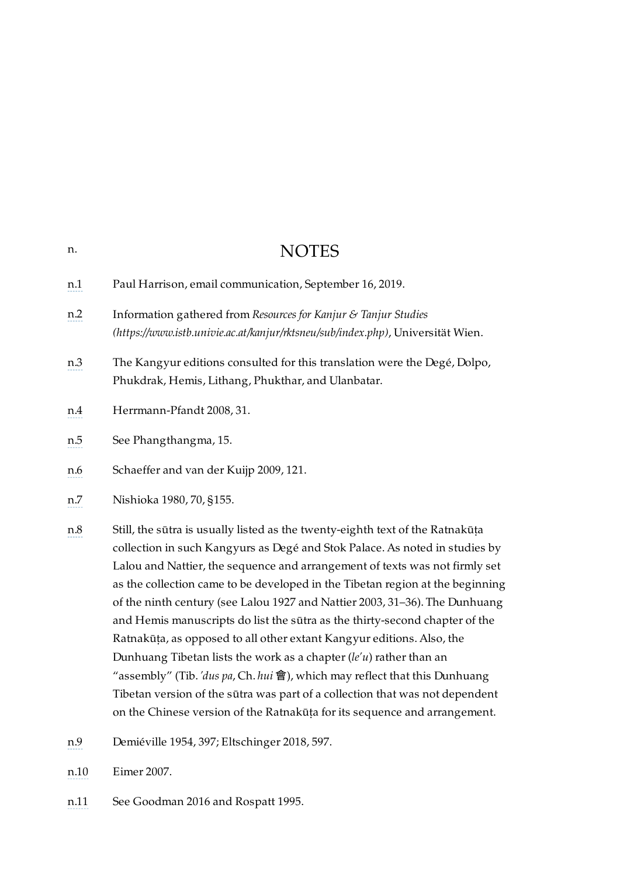# NOTES

n.

n.1 Paul Harrison, email communication, September 16, 2019.

n.2 Information gathered from *Resources for Kanjur & Tanjur Studies (https://www.istb.univie.ac.at/kanjur/rktsneu/sub/index.php)*, Universität Wien.

n.3 The Kangyur editions consulted for this translation were the Degé, Dolpo, Phukdrak, Hemis, Lithang, Phukthar, and Ulanbatar.

n.4 Herrmann-Pfandt 2008, 31.

n.5 See Phangthangma, 15.

n.6 Schaeffer and van der Kuijp 2009, 121.

n.7 Nishioka 1980, 70, §155.

n.8 Still, the sūtra is usually listed as the twenty-eighth text of the Ratnakūṭa collection in such Kangyurs as Degé and Stok Palace. As noted in studies by Lalou and Nattier, the sequence and arrangement of texts was not firmly set as the collection came to be developed in the Tibetan region at the beginning of the ninth century (see Lalou 1927 and Nattier 2003, 31–36). The Dunhuang and Hemis manuscripts do list the sūtra as the thirty-second chapter of the Ratnakūṭa, as opposed to all other extant Kangyur editions. Also, the Dunhuang Tibetan lists the work as a chapter (*le'u*) rather than an "assembly" (Tib. *'dus pa*, Ch. *hui* 會), which may reflect that this Dunhuang Tibetan version of the sūtra was part of a collection that was not dependent on the Chinese version of the Ratnakūṭa for its sequence and arrangement.

n.9 Demiéville 1954, 397; Eltschinger 2018, 597.

n.10 Eimer 2007.

n.11 See Goodman 2016 and Rospatt 1995.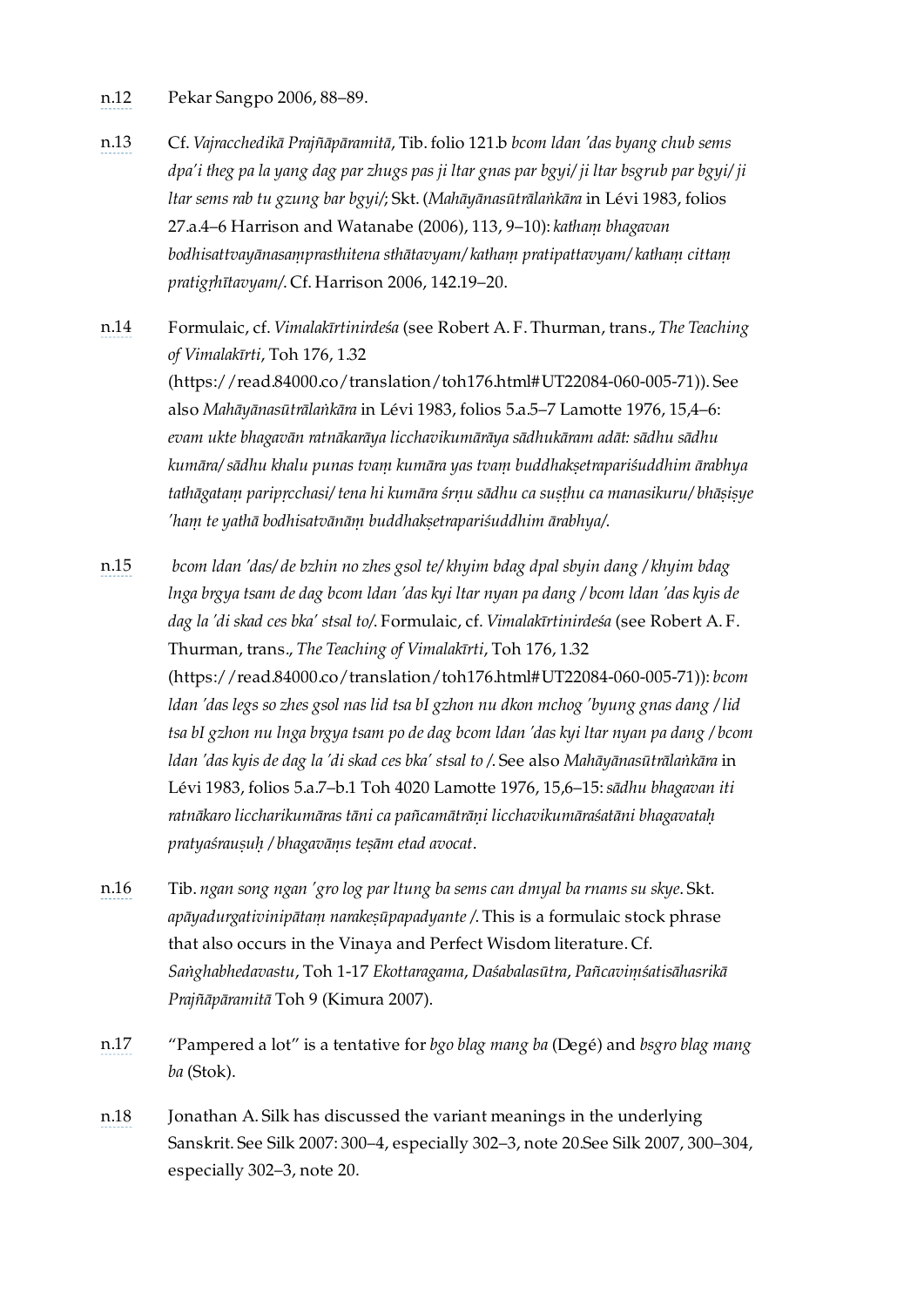n.12 Pekar Sangpo 2006, 88–89.

n.13 Cf. *Vajracchedikā Prajñāpāramitā*, Tib. folio 121.b *bcom ldan 'das byang chub sems dpa'i theg pa la yang dag par zhugs pas ji ltar gnas par bgyi/ ji ltar bsgrub par bgyi/ ji ltar sems rab tu gzung bar bgyi/*; Skt. (*Mahāyānasūtrālaṅkāra* in Lévi 1983, folios 27.a.4–6 Harrison and Watanabe (2006), 113, 9–10): *kathaṃ bhagavan bodhisattvayānasaṃprasthitena sthātavyam/ kathaṃ pratipattavyam/ kathaṃ cittaṃ pratigṛhītavyam/*. Cf. Harrison 2006, 142.19–20.

n.14 Formulaic, cf. *Vimalakīrtinirdeśa* (see Robert A. F. Thurman, trans., *The Teaching of Vimalakīrti*, Toh 176, 1.32 (https://read.84000.co/translation/toh176.html#UT22084-060-005-71)). See also *Mahāyānasūtrālaṅkāra* in Lévi 1983, folios 5.a.5–7 Lamotte 1976, 15,4–6: *evam ukte bhagavān ratnākarāya licchavikumārāya sādhukāram adāt: sādhu sādhu kumāra/ sādhu khalu punas tvaṃ kumāra yas tvaṃ buddhakṣetrapariśuddhim ārabhya tathāgataṃ paripṛcchasi/ tena hi kumāra śṛṇu sādhu ca suṣṭhu ca manasikuru/ bhāṣiṣye 'haṃ te yathā bodhisatvānāṃ buddhakṣetrapariśuddhim ārabhya/*.

n.15 *bcom ldan 'das/ de bzhin no zhes gsol te/ khyim bdag dpal sbyin dang / khyim bdag lnga brgya tsam de dag bcom ldan 'das kyi ltar nyan pa dang / bcom ldan 'das kyis de dag la 'di skad ces bka' stsal to/*. Formulaic, cf. *Vimalakīrtinirdeśa* (see Robert A. F. Thurman, trans., *The Teaching of Vimalakīrti*, Toh 176, 1.32 (https://read.84000.co/translation/toh176.html#UT22084-060-005-71)): *bcom ldan 'das legs so zhes gsol nas lid tsa bI gzhon nu dkon mchog 'byung gnas dang / lid tsa bI gzhon nu lnga brgya tsam po de dag bcom ldan 'das kyi ltar nyan pa dang / bcom ldan 'das kyis de dag la 'di skad ces bka' stsal to /*. See also *Mahāyānasūtrālaṅkāra* in Lévi 1983, folios 5.a.7–b.1 Toh 4020 Lamotte 1976, 15,6–15: *sādhu bhagavan iti ratnākaro liccharikumāras tāni ca pañcamātrāṇi licchavikumāraśatāni bhagavataḥ pratyaśrauṣuḥ / bhagavāṃs teṣām etad avocat*.

n.16 Tib. *ngan song ngan 'gro log par ltung ba sems can dmyal ba rnams su skye*. Skt. *apāyadurgativinipātaṃ narakeṣūpapadyante /*. This is a formulaic stock phrase that also occurs in the Vinaya and Perfect Wisdom literature. Cf. *Saṅghabhedavastu*, Toh 1-17 *Ekottaragama*, *Daśabalasūtra*, *Pañcaviṃśatisāhasrikā Prajñāpāramitā* Toh 9 (Kimura 2007).

n.17 "Pampered a lot" is a tentative for *bgo blag mang ba* (Degé) and *bsgro blag mang ba* (Stok).

n.18 Jonathan A. Silk has discussed the variant meanings in the underlying Sanskrit. See Silk 2007: 300–4, especially 302–3, note 20.See Silk 2007, 300–304, especially 302–3, note 20.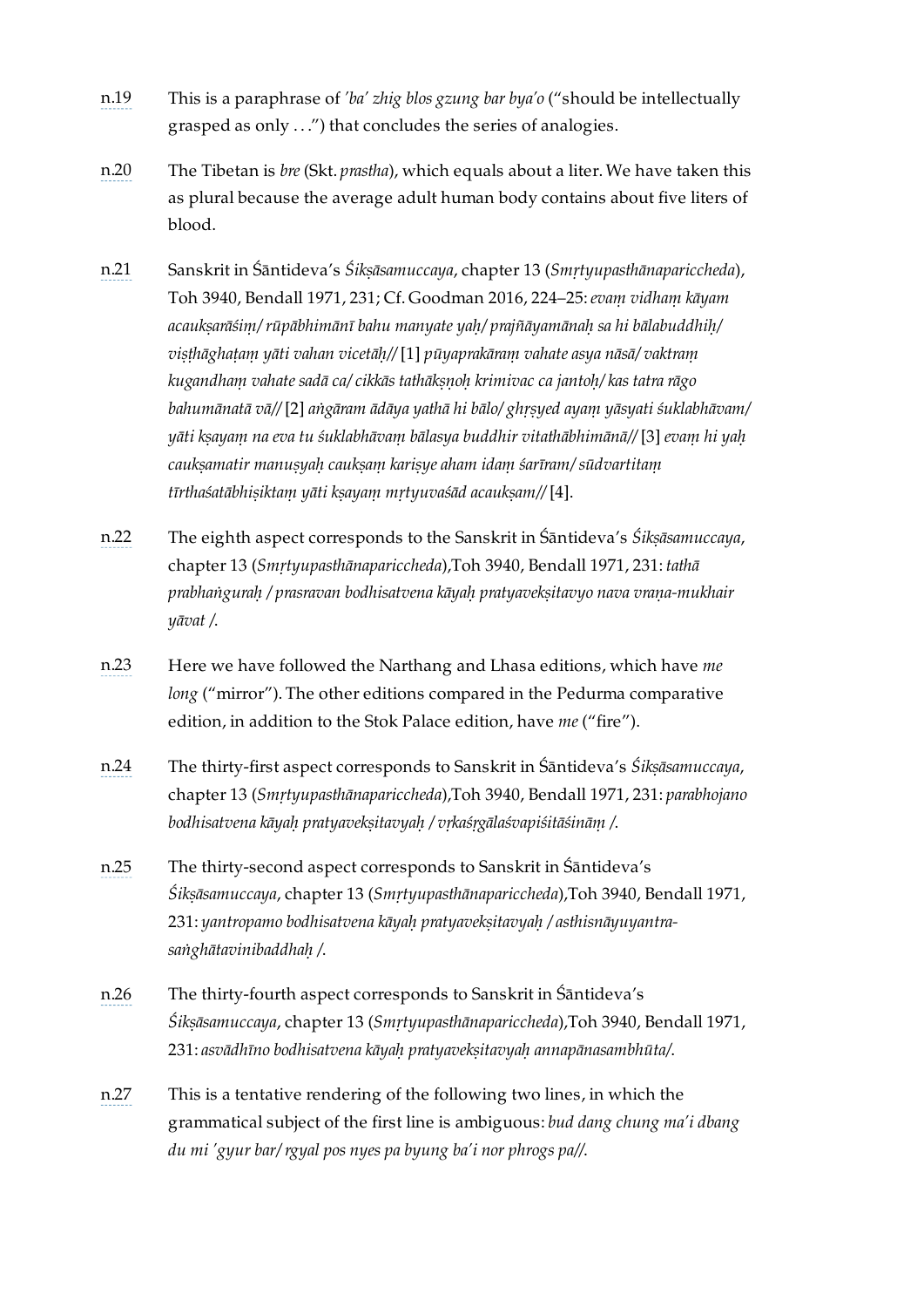n.19 This is a paraphrase of *'ba' zhig blos gzung bar bya'o* ("should be intellectually grasped as only . . .") that concludes the series of analogies.

n.20 The Tibetan is *bre* (Skt. *prastha*), which equals about a liter. We have taken this as plural because the average adult human body contains about five liters of blood.

n.21 Sanskrit in Śāntideva's *Śikṣāsamuccaya*, chapter 13 (*Smṛtyupasthānapariccheda*), Toh 3940, Bendall 1971, 231; Cf. Goodman 2016, 224–25: *evaṃ vidhaṃ kāyam acaukṣarāśiṃ/ rūpābhimānī bahu manyate yaḥ/ prajñāyamānaḥ sa hi bālabuddhiḥ/ viṣṭhāghaṭaṃ yāti vahan vicetāḥ//* [1] *pūyaprakāraṃ vahate asya nāsā/ vaktraṃ kugandhaṃ vahate sadā ca/ cikkās tathākṣṇoḥ krimivac ca jantoḥ/ kas tatra rāgo bahumānatā vā//* [2] *aṅgāram ādāya yathā hi bālo/ ghṛṣyed ayaṃ yāsyati śuklabhāvam/ yāti kṣayaṃ na eva tu śuklabhāvaṃ bālasya buddhir vitathābhimānā//* [3] *evaṃ hi yaḥ caukṣamatir manuṣyaḥ caukṣaṃ kariṣye aham idaṃ śarīram/ sūdvartitaṃ tīrthaśatābhiṣiktaṃ yāti kṣayaṃ mṛtyuvaśād acaukṣam//* [4].

n.22 The eighth aspect corresponds to the Sanskrit in Śāntideva's *Śikṣāsamuccaya*, chapter 13 (*Smṛtyupasthānapariccheda*),Toh 3940, Bendall 1971, 231: *tathā prabhaṅguraḥ / prasravan bodhisatvena kāyaḥ pratyavekṣitavyo nava vraṇa-mukhair yāvat /*.

n.23 Here we have followed the Narthang and Lhasa editions, which have *me long* ("mirror"). The other editions compared in the Pedurma comparative edition, in addition to the Stok Palace edition, have *me* ("fire").

n.24 The thirty-first aspect corresponds to Sanskrit in Śāntideva's *Śikṣāsamuccaya*, chapter 13 (*Smṛtyupasthānapariccheda*),Toh 3940, Bendall 1971, 231: *parabhojano bodhisatvena kāyaḥ pratyavekṣitavyaḥ / vṛkaśṛgālaśvapiśitāśināṃ /*.

n.25 The thirty-second aspect corresponds to Sanskrit in Śāntideva's *Śikṣāsamuccaya*, chapter 13 (*Smṛtyupasthānapariccheda*),Toh 3940, Bendall 1971, 231: *yantropamo bodhisatvena kāyaḥ pratyavekṣitavyaḥ / asthisnāyuyantra-saṅghātavinibaddhaḥ /*.

n.26 The thirty-fourth aspect corresponds to Sanskrit in Śāntideva's *Śikṣāsamuccaya*, chapter 13 (*Smṛtyupasthānapariccheda*),Toh 3940, Bendall 1971, 231: *asvādhīno bodhisatvena kāyaḥ pratyavekṣitavyaḥ annapānasambhūta/*.

n.27 This is a tentative rendering of the following two lines, in which the grammatical subject of the first line is ambiguous: *bud dang chung ma'i dbang du mi 'gyur bar/ rgyal pos nyes pa byung ba'i nor phrogs pa//*.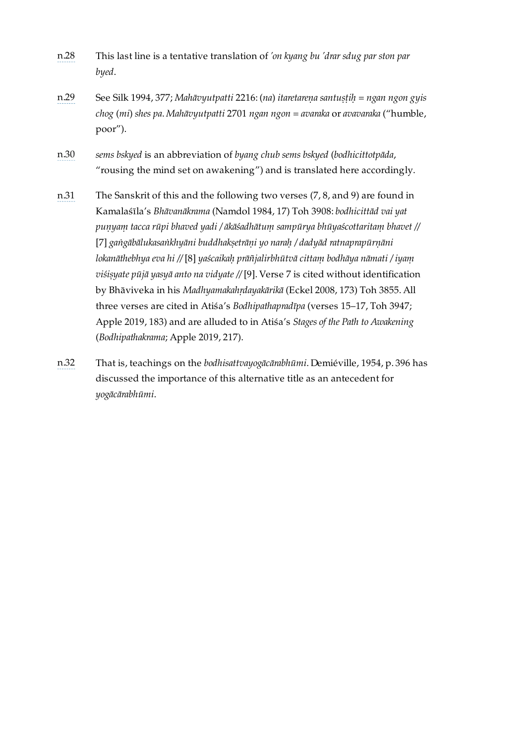n.28 This last line is a tentative translation of *'on kyang bu 'drar sdug par ston par byed*.

n.29 See Silk 1994, 377; *Mahāvyutpatti* 2216: (*na*) *itaretareṇa santuṣṭiḥ = ngan ngon gyis chog* (*mi*) *shes pa*. *Mahāvyutpatti* 2701 *ngan ngon = avaraka* or *avavaraka* ("humble, poor").

n.30 *sems bskyed* is an abbreviation of *byang chub sems bskyed* (*bodhicittotpāda*, "rousing the mind set on awakening") and is translated here accordingly.

n.31 The Sanskrit of this and the following two verses (7, 8, and 9) are found in Kamalaśīla's *Bhāvanākrama* (Namdol 1984, 17) Toh 3908: *bodhicittād vai yat puṇyaṃ tacca rūpi bhaved yadi / ākāśadhātuṃ sampūrya bhūyaścottaritaṃ bhavet //* [7] *gaṅgābālukasaṅkhyāni buddhakṣetrāṇi yo naraḥ / dadyād ratnaprapūrṇāni lokanāthebhya eva hi //* [8] *yaścaikaḥ prāñjalirbhūtvā cittaṃ bodhāya nāmati / iyaṃ viśiṣyate pūjā yasyā anto na vidyate //* [9]. Verse 7 is cited without identification by Bhāviveka in his *Madhyamakahṛdayakārikā* (Eckel 2008, 173) Toh 3855. All three verses are cited in Atiśa's *Bodhipathapradīpa* (verses 15–17, Toh 3947; Apple 2019, 183) and are alluded to in Atiśa's *Stages of the Path to Awakening* (*Bodhipathakrama*; Apple 2019, 217).

n.32 That is, teachings on the *bodhisattvayogācārabhūmi*. Demiéville, 1954, p. 396 has discussed the importance of this alternative title as an antecedent for *yogācārabhūmi*.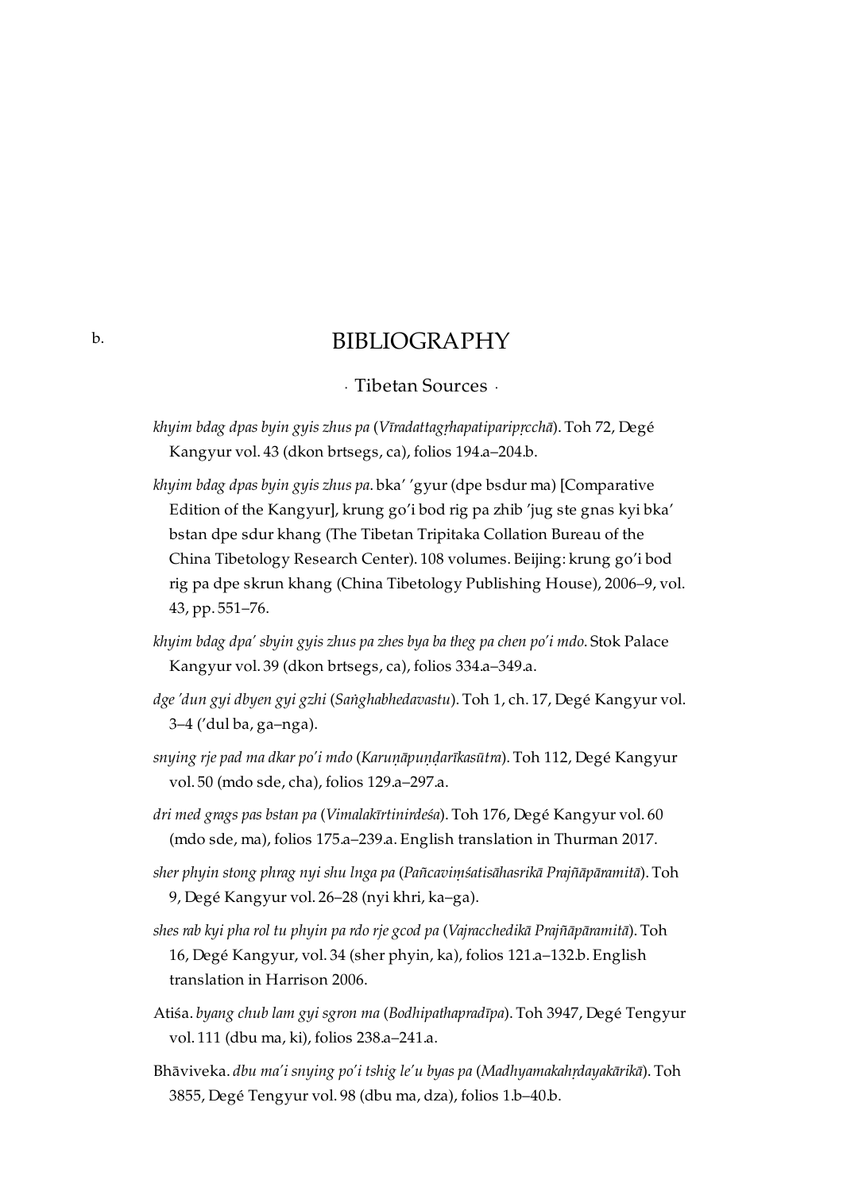b.

# BIBLIOGRAPHY

## · Tibetan Sources ·

*khyim bdag dpas byin gyis zhus pa* (*Vīradattagṛhapatiparipṛcchā*). Toh 72, Degé Kangyur vol. 43 (dkon brtsegs, ca), folios 194.a–204.b.

*khyim bdag dpas byin gyis zhus pa*. bka' 'gyur (dpe bsdur ma) [Comparative Edition of the Kangyur], krung go'i bod rig pa zhib 'jug ste gnas kyi bka' bstan dpe sdur khang (The Tibetan Tripitaka Collation Bureau of the China Tibetology Research Center). 108 volumes. Beijing: krung go'i bod rig pa dpe skrun khang (China Tibetology Publishing House), 2006–9, vol. 43, pp. 551–76.

*khyim bdag dpa' sbyin gyis zhus pa zhes bya ba theg pa chen po'i mdo*. Stok Palace Kangyur vol. 39 (dkon brtsegs, ca), folios 334.a–349.a.

*dge 'dun gyi dbyen gyi gzhi* (*Saṅghabhedavastu*). Toh 1, ch. 17, Degé Kangyur vol. 3–4 ('dul ba, ga–nga).

*snying rje pad ma dkar po'i mdo* (*Karuṇāpuṇḍarīkasūtra*). Toh 112, Degé Kangyur vol. 50 (mdo sde, cha), folios 129.a–297.a.

*dri med grags pas bstan pa* (*Vimalakīrtinirdeśa*). Toh 176, Degé Kangyur vol. 60 (mdo sde, ma), folios 175.a–239.a. English translation in Thurman 2017.

*sher phyin stong phrag nyi shu lnga pa* (*Pañcaviṃśatisāhasrikā Prajñāpāramitā*). Toh 9, Degé Kangyur vol. 26–28 (nyi khri, ka–ga).

*shes rab kyi pha rol tu phyin pa rdo rje gcod pa* (*Vajracchedikā Prajñāpāramitā*). Toh 16, Degé Kangyur, vol. 34 (sher phyin, ka), folios 121.a–132.b. English translation in Harrison 2006.

Atiśa. *byang chub lam gyi sgron ma* (*Bodhipathapradīpa*). Toh 3947, Degé Tengyur vol. 111 (dbu ma, ki), folios 238.a–241.a.

Bhāviveka. *dbu ma'i snying po'i tshig le'u byas pa* (*Madhyamakahṛdayakārikā*). Toh 3855, Degé Tengyur vol. 98 (dbu ma, dza), folios 1.b–40.b.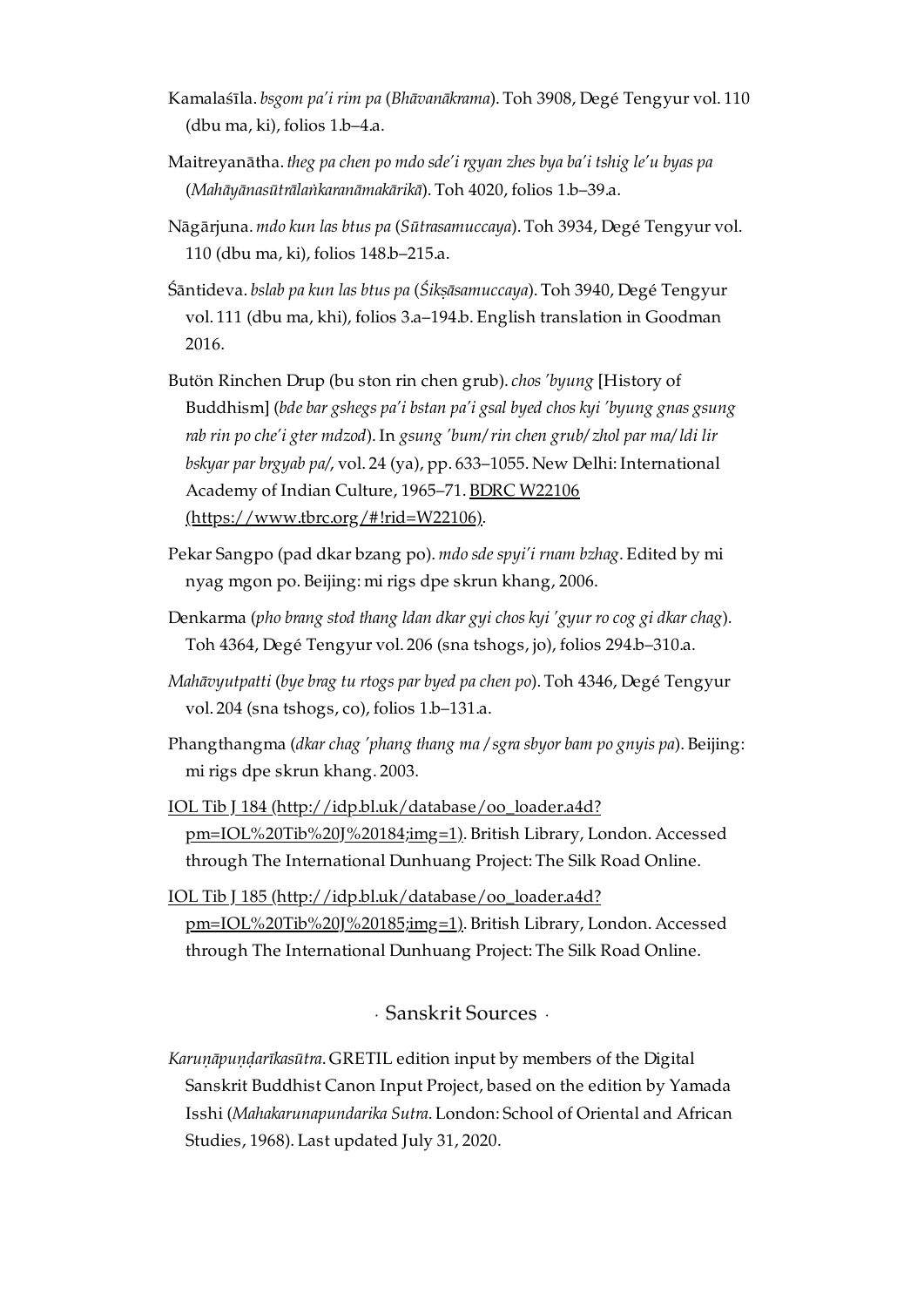Kamalaśīla. *bsgom pa'i rim pa* (*Bhāvanākrama*). Toh 3908, Degé Tengyur vol. 110 (dbu ma, ki), folios 1.b–4.a.

Maitreyanātha. *theg pa chen po mdo sde'i rgyan zhes bya ba'i tshig le'u byas pa* (*Mahāyānasūtrālaṅkaranāmakārikā*). Toh 4020, folios 1.b–39.a.

Nāgārjuna. *mdo kun las btus pa* (*Sūtrasamuccaya*). Toh 3934, Degé Tengyur vol. 110 (dbu ma, ki), folios 148.b–215.a.

Śāntideva. *bslab pa kun las btus pa* (*Śikṣāsamuccaya*). Toh 3940, Degé Tengyur vol. 111 (dbu ma, khi), folios 3.a–194.b. English translation in Goodman 2016.

Butön Rinchen Drup (bu ston rin chen grub). *chos 'byung* [History of Buddhism] (*bde bar gshegs pa'i bstan pa'i gsal byed chos kyi 'byung gnas gsung rab rin po che'i gter mdzod*). In *gsung 'bum/ rin chen grub/ zhol par ma/ ldi lir bskyar par brgyab pa/*, vol. 24 (ya), pp. 633–1055. New Delhi: International Academy of Indian Culture, 1965–71. [BDRC W22106 (https://www.tbrc.org/#!rid=W22106)](https://www.tbrc.org/#!rid=W22106).

Pekar Sangpo (pad dkar bzang po). *mdo sde spyi'i rnam bzhag*. Edited by mi nyag mgon po. Beijing: mi rigs dpe skrun khang, 2006.

Denkarma (*pho brang stod thang ldan dkar gyi chos kyi 'gyur ro cog gi dkar chag*). Toh 4364, Degé Tengyur vol. 206 (sna tshogs, jo), folios 294.b–310.a.

*Mahāvyutpatti* (*bye brag tu rtogs par byed pa chen po*). Toh 4346, Degé Tengyur vol. 204 (sna tshogs, co), folios 1.b–131.a.

Phangthangma (*dkar chag 'phang thang ma / sgra sbyor bam po gnyis pa*). Beijing: mi rigs dpe skrun khang. 2003.

[IOL Tib J 184 (http://idp.bl.uk/database/oo_loader.a4d?pm=IOL%20Tib%20J%20184;img=1)](http://idp.bl.uk/database/oo_loader.a4d?pm=IOL%20Tib%20J%20184;img=1). British Library, London. Accessed through The International Dunhuang Project: The Silk Road Online.

[IOL Tib J 185 (http://idp.bl.uk/database/oo_loader.a4d?pm=IOL%20Tib%20J%20185;img=1)](http://idp.bl.uk/database/oo_loader.a4d?pm=IOL%20Tib%20J%20185;img=1). British Library, London. Accessed through The International Dunhuang Project: The Silk Road Online.

## · Sanskrit Sources ·

*Karuṇāpuṇḍarīkasūtra*. GRETIL edition input by members of the Digital Sanskrit Buddhist Canon Input Project, based on the edition by Yamada Isshi (*Mahakarunapundarika Sutra*. London: School of Oriental and African Studies, 1968). Last updated July 31, 2020.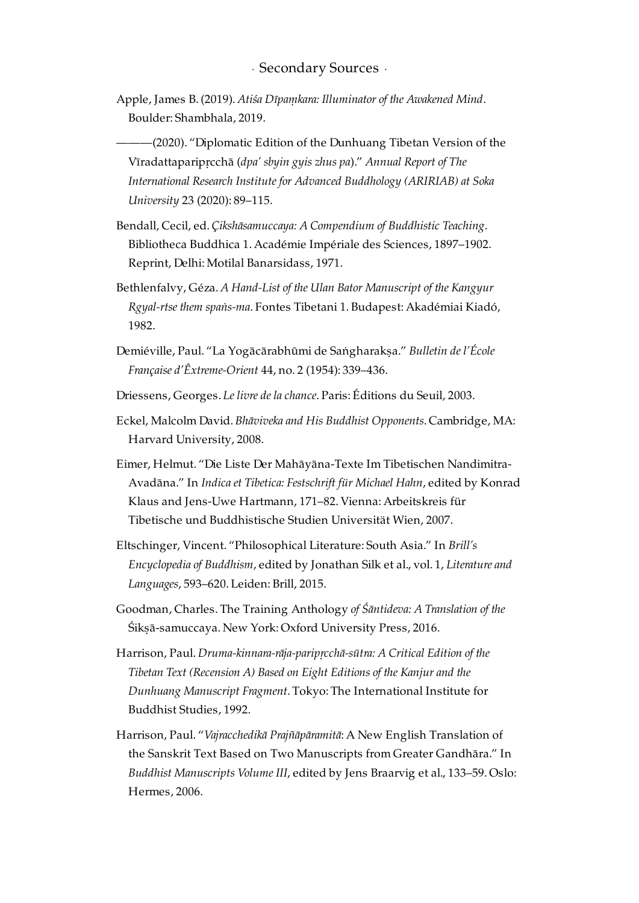## · Secondary Sources ·

Apple, James B. (2019). *Atiśa Dīpaṃkara: Illuminator of the Awakened Mind*. Boulder: Shambhala, 2019.

———(2020). "Diplomatic Edition of the Dunhuang Tibetan Version of the Vīradattaparipṛcchā (*dpa' sbyin gyis zhus pa*)." *Annual Report of The International Research Institute for Advanced Buddhology (ARIRIAB) at Soka University* 23 (2020): 89–115.

Bendall, Cecil, ed. *Çikshāsamuccaya: A Compendium of Buddhistic Teaching*. Bibliotheca Buddhica 1. Académie Impériale des Sciences, 1897–1902. Reprint, Delhi: Motilal Banarsidass, 1971.

Bethlenfalvy, Géza. *A Hand-List of the Ulan Bator Manuscript of the Kangyur Rgyal-rtse them spaṅs-ma*. Fontes Tibetani 1. Budapest: Akadémiai Kiadó, 1982.

Demiéville, Paul. "La Yogācārabhūmi de Saṅgharakṣa." *Bulletin de l'École Française d'Êxtreme-Orient* 44, no. 2 (1954): 339–436.

Driessens, Georges. *Le livre de la chance*. Paris: Éditions du Seuil, 2003.

Eckel, Malcolm David. *Bhāviveka and His Buddhist Opponents*. Cambridge, MA: Harvard University, 2008.

Eimer, Helmut. "Die Liste Der Mahāyāna-Texte Im Tibetischen Nandimitra-Avadāna." In *Indica et Tibetica: Festschrift für Michael Hahn*, edited by Konrad Klaus and Jens-Uwe Hartmann, 171–82. Vienna: Arbeitskreis für Tibetische und Buddhistische Studien Universität Wien, 2007.

Eltschinger, Vincent. "Philosophical Literature: South Asia." In *Brill's Encyclopedia of Buddhism*, edited by Jonathan Silk et al., vol. 1, *Literature and Languages*, 593–620. Leiden: Brill, 2015.

Goodman, Charles. The Training Anthology *of Śāntideva: A Translation of the* Śikṣā-samuccaya. New York: Oxford University Press, 2016.

Harrison, Paul. *Druma-kinnara-rāja-paripṛcchā-sūtra: A Critical Edition of the Tibetan Text (Recension A) Based on Eight Editions of the Kanjur and the Dunhuang Manuscript Fragment*. Tokyo: The International Institute for Buddhist Studies, 1992.

Harrison, Paul. "*Vajracchedikā Prajñāpāramitā*: A New English Translation of the Sanskrit Text Based on Two Manuscripts from Greater Gandhāra." In *Buddhist Manuscripts Volume III*, edited by Jens Braarvig et al., 133–59. Oslo: Hermes, 2006.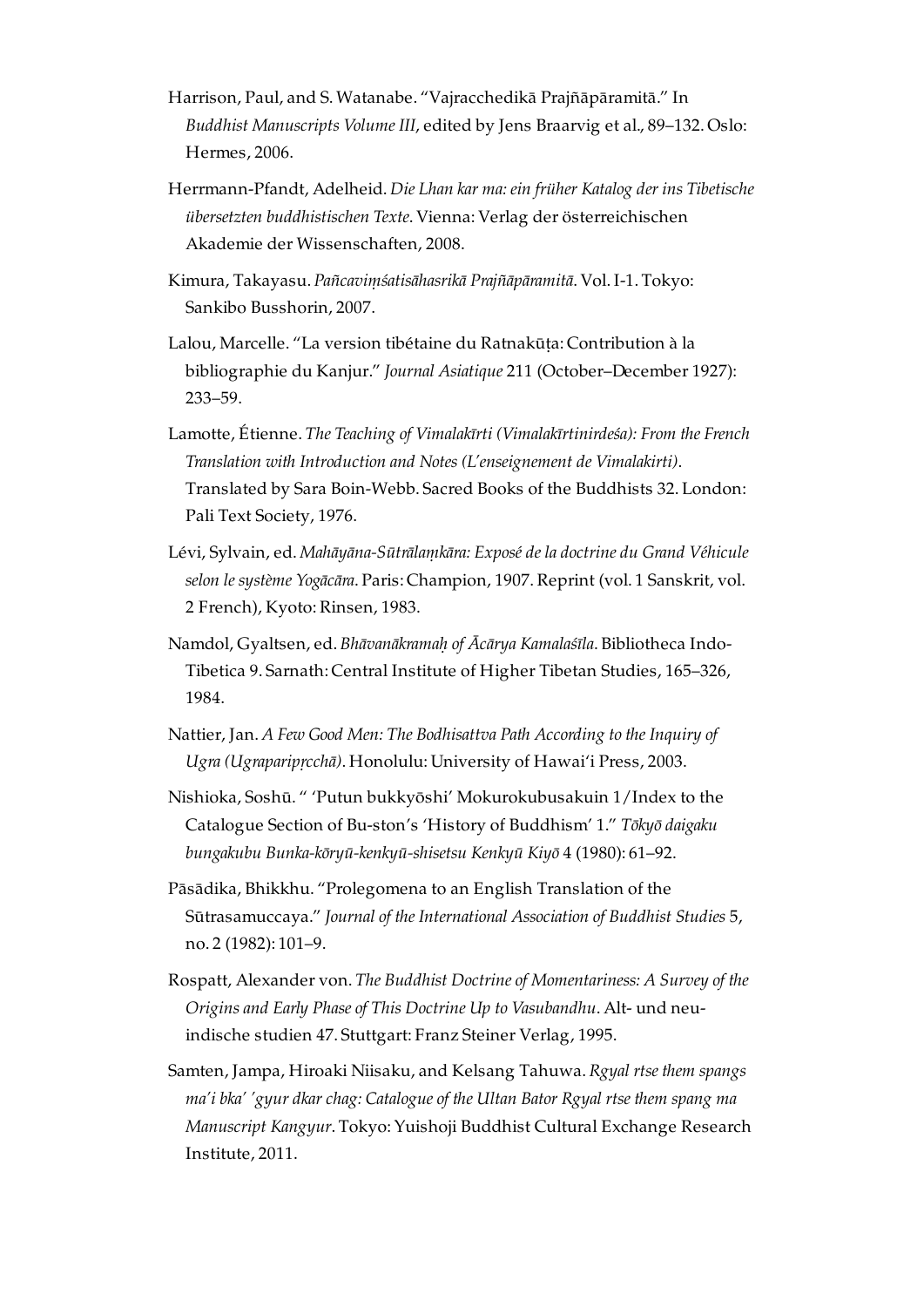Harrison, Paul, and S. Watanabe. "Vajracchedikā Prajñāpāramitā." In *Buddhist Manuscripts Volume III*, edited by Jens Braarvig et al., 89–132. Oslo: Hermes, 2006.

Herrmann-Pfandt, Adelheid. *Die Lhan kar ma: ein früher Katalog der ins Tibetische übersetzten buddhistischen Texte*. Vienna: Verlag der österreichischen Akademie der Wissenschaften, 2008.

Kimura, Takayasu. *Pañcaviṃśatisāhasrikā Prajñāpāramitā*. Vol. I-1. Tokyo: Sankibo Busshorin, 2007.

Lalou, Marcelle. "La version tibétaine du Ratnakūṭa: Contribution à la bibliographie du Kanjur." *Journal Asiatique* 211 (October–December 1927): 233–59.

Lamotte, Étienne. *The Teaching of Vimalakīrti (Vimalakīrtinirdeśa): From the French Translation with Introduction and Notes (L'enseignement de Vimalakirti)*. Translated by Sara Boin-Webb. Sacred Books of the Buddhists 32. London: Pali Text Society, 1976.

Lévi, Sylvain, ed. *Mahāyāna-Sūtrālaṃkāra: Exposé de la doctrine du Grand Véhicule selon le système Yogācāra*. Paris: Champion, 1907. Reprint (vol. 1 Sanskrit, vol. 2 French), Kyoto: Rinsen, 1983.

Namdol, Gyaltsen, ed. *Bhāvanākramaḥ of Ācārya Kamalaśīla*. Bibliotheca Indo-Tibetica 9. Sarnath: Central Institute of Higher Tibetan Studies, 165–326, 1984.

Nattier, Jan. *A Few Good Men: The Bodhisattva Path According to the Inquiry of Ugra (Ugraparipṛcchā)*. Honolulu: University of Hawai'i Press, 2003.

Nishioka, Soshū. " 'Putun bukkyōshi' Mokurokubusakuin 1/Index to the Catalogue Section of Bu-ston's 'History of Buddhism' 1." *Tōkyō daigaku bungakubu Bunka-kōryū-kenkyū-shisetsu Kenkyū Kiyō* 4 (1980): 61–92.

Pāsādika, Bhikkhu. "Prolegomena to an English Translation of the Sūtrasamuccaya." *Journal of the International Association of Buddhist Studies* 5, no. 2 (1982): 101–9.

Rospatt, Alexander von. *The Buddhist Doctrine of Momentariness: A Survey of the Origins and Early Phase of This Doctrine Up to Vasubandhu*. Alt- und neu-indische studien 47. Stuttgart: Franz Steiner Verlag, 1995.

Samten, Jampa, Hiroaki Niisaku, and Kelsang Tahuwa. *Rgyal rtse them spangs ma'i bka' 'gyur dkar chag: Catalogue of the Ultan Bator Rgyal rtse them spang ma Manuscript Kangyur*. Tokyo: Yuishoji Buddhist Cultural Exchange Research Institute, 2011.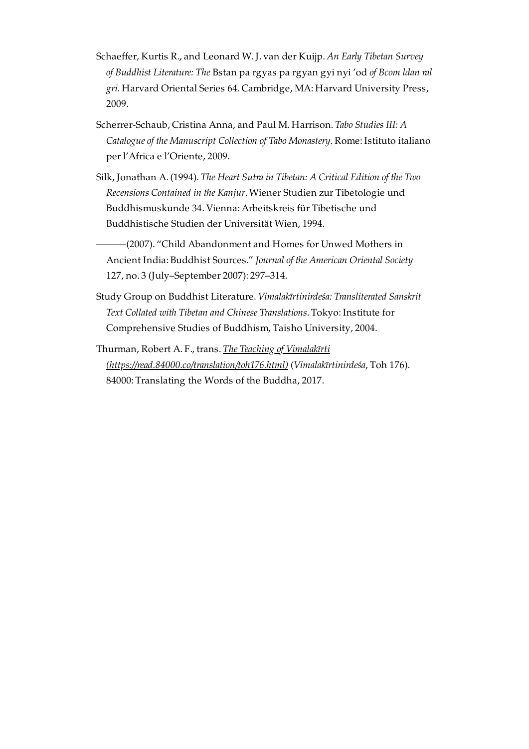Schaeffer, Kurtis R., and Leonard W. J. van der Kuijp. *An Early Tibetan Survey of Buddhist Literature: The* Bstan pa rgyas pa rgyan gyi nyi 'od *of Bcom ldan ral gri*. Harvard Oriental Series 64. Cambridge, MA: Harvard University Press, 2009.

Scherrer-Schaub, Cristina Anna, and Paul M. Harrison. *Tabo Studies III: A Catalogue of the Manuscript Collection of Tabo Monastery*. Rome: Istituto italiano per l'Africa e l'Oriente, 2009.

Silk, Jonathan A. (1994). *The Heart Sutra in Tibetan: A Critical Edition of the Two Recensions Contained in the Kanjur*. Wiener Studien zur Tibetologie und Buddhismuskunde 34. Vienna: Arbeitskreis für Tibetische und Buddhistische Studien der Universität Wien, 1994.

———(2007). "Child Abandonment and Homes for Unwed Mothers in Ancient India: Buddhist Sources." *Journal of the American Oriental Society* 127, no. 3 (July–September 2007): 297–314.

Study Group on Buddhist Literature. *Vimalakīrtinirdeśa: Transliterated Sanskrit Text Collated with Tibetan and Chinese Translations*. Tokyo: Institute for Comprehensive Studies of Buddhism, Taisho University, 2004.

Thurman, Robert A. F., trans. [*The Teaching of Vimalakīrti (https://read.84000.co/translation/toh176.html)*](https://read.84000.co/translation/toh176.html) (*Vimalakīrtinirdeśa*, Toh 176). 84000: Translating the Words of the Buddha, 2017.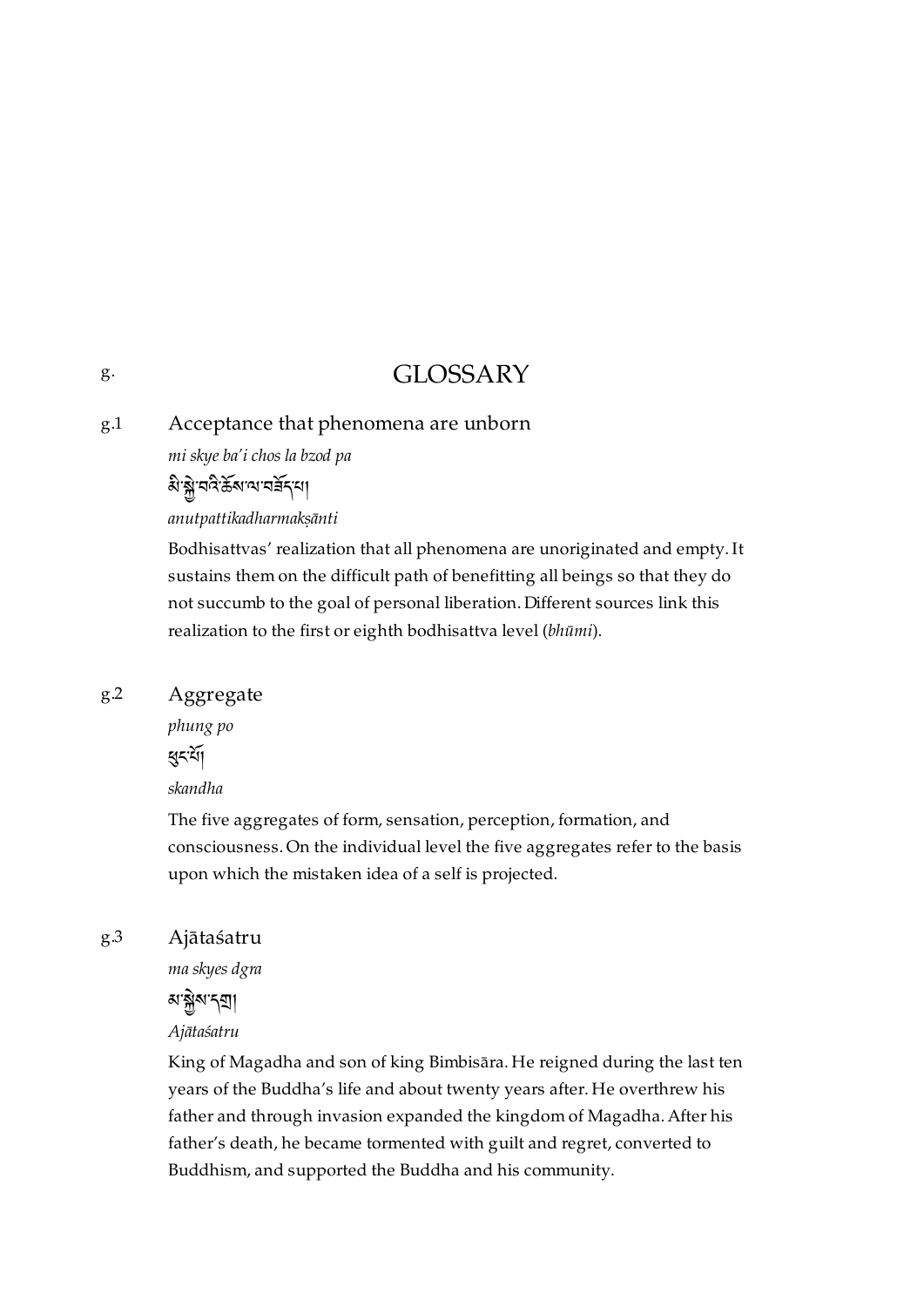# g. GLOSSARY

### g.1 Acceptance that phenomena are unborn

*mi skye ba'i chos la bzod pa*

མི་སྐྱེ་བའི་ཆོས་ལ་བཟོད་པ།

*anutpattikadharmakṣānti*

Bodhisattvas' realization that all phenomena are unoriginated and empty. It sustains them on the difficult path of benefitting all beings so that they do not succumb to the goal of personal liberation. Different sources link this realization to the first or eighth bodhisattva level (*bhūmi*).

### g.2 Aggregate

*phung po*

ཕུང་པོ།

*skandha*

The five aggregates of form, sensation, perception, formation, and consciousness. On the individual level the five aggregates refer to the basis upon which the mistaken idea of a self is projected.

### g.3 Ajātaśatru

*ma skyes dgra*

མ་སྐྱེས་དགྲ།

*Ajātaśatru*

King of Magadha and son of king Bimbisāra. He reigned during the last ten years of the Buddha's life and about twenty years after. He overthrew his father and through invasion expanded the kingdom of Magadha. After his father's death, he became tormented with guilt and regret, converted to Buddhism, and supported the Buddha and his community.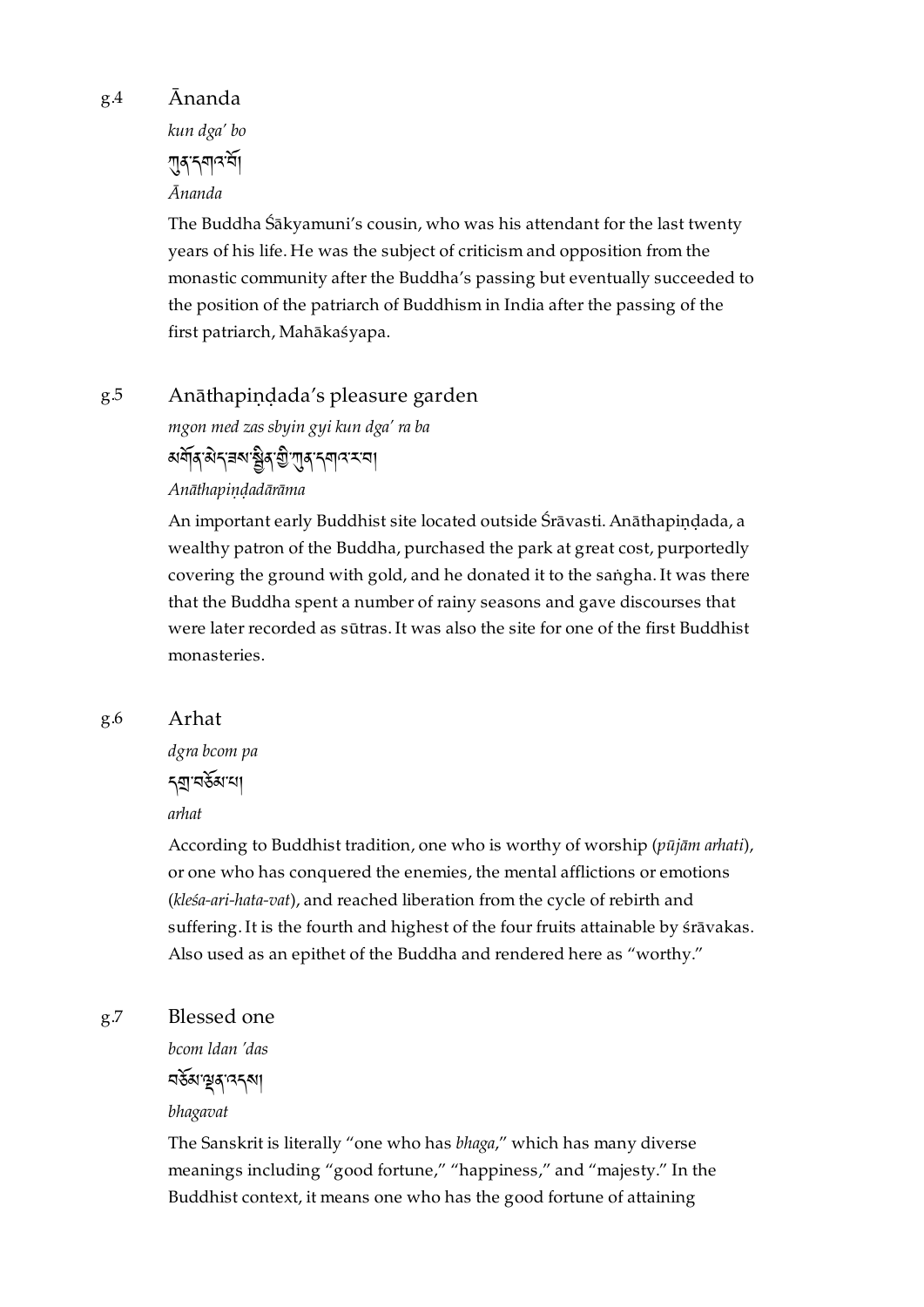g.4 Ānanda

*kun dga' bo*

ཀུན་དགའ་བོ།

*Ānanda*

The Buddha Śākyamuni's cousin, who was his attendant for the last twenty years of his life. He was the subject of criticism and opposition from the monastic community after the Buddha's passing but eventually succeeded to the position of the patriarch of Buddhism in India after the passing of the first patriarch, Mahākaśyapa.

g.5 Anāthapiṇḍada's pleasure garden

*mgon med zas sbyin gyi kun dga' ra ba*

མགོན་མེད་ཟས་སྦྱིན་གྱི་ཀུན་དགའ་ར་བ།

*Anāthapiṇḍadārāma*

An important early Buddhist site located outside Śrāvasti. Anāthapiṇḍada, a wealthy patron of the Buddha, purchased the park at great cost, purportedly covering the ground with gold, and he donated it to the saṅgha. It was there that the Buddha spent a number of rainy seasons and gave discourses that were later recorded as sūtras. It was also the site for one of the first Buddhist monasteries.

g.6 Arhat

*dgra bcom pa*

དགྲ་བཅོམ་པ།

*arhat*

According to Buddhist tradition, one who is worthy of worship (*pūjām arhati*), or one who has conquered the enemies, the mental afflictions or emotions (*kleśa-ari-hata-vat*), and reached liberation from the cycle of rebirth and suffering. It is the fourth and highest of the four fruits attainable by śrāvakas. Also used as an epithet of the Buddha and rendered here as "worthy."

g.7 Blessed one

*bcom ldan 'das*

བཅོམ་ལྡན་འདས།

*bhagavat*

The Sanskrit is literally "one who has *bhaga*," which has many diverse meanings including "good fortune," "happiness," and "majesty." In the Buddhist context, it means one who has the good fortune of attaining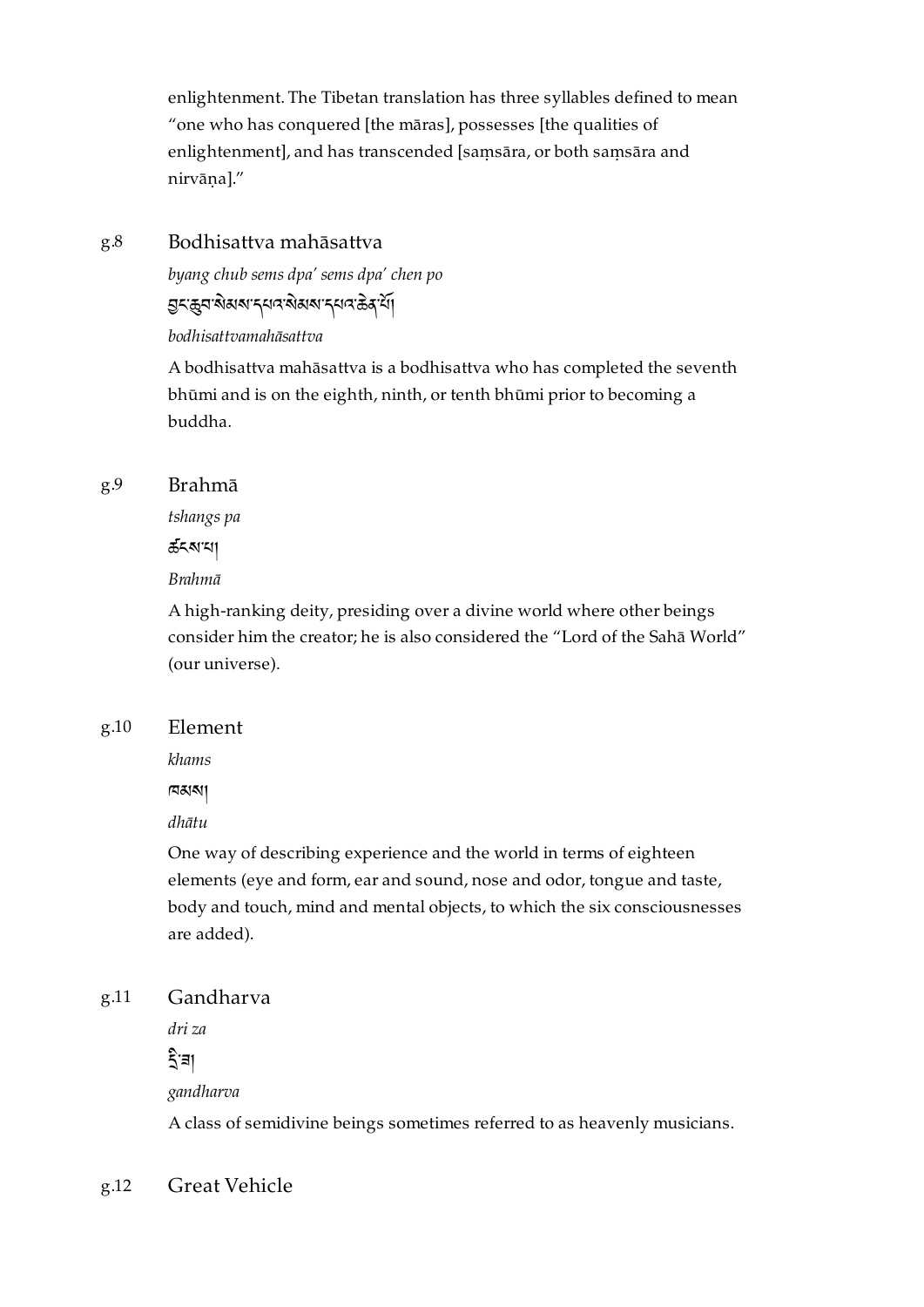enlightenment. The Tibetan translation has three syllables defined to mean "one who has conquered [the māras], possesses [the qualities of enlightenment], and has transcended [saṃsāra, or both saṃsāra and nirvāṇa]."

g.8 Bodhisattva mahāsattva

*byang chub sems dpa' sems dpa' chen po*

བྱང་ཆུབ་སེམས་དཔའ་སེམས་དཔའ་ཆེན་པོ།

*bodhisattvamahāsattva*

A bodhisattva mahāsattva is a bodhisattva who has completed the seventh bhūmi and is on the eighth, ninth, or tenth bhūmi prior to becoming a buddha.

g.9 Brahmā

*tshangs pa*

ཚངས་པ།

*Brahmā*

A high-ranking deity, presiding over a divine world where other beings consider him the creator; he is also considered the "Lord of the Sahā World" (our universe).

g.10 Element

*khams*

ཁམས།

*dhātu*

One way of describing experience and the world in terms of eighteen elements (eye and form, ear and sound, nose and odor, tongue and taste, body and touch, mind and mental objects, to which the six consciousnesses are added).

g.11 Gandharva

*dri za*

དྲི་ཟ།

*gandharva*

A class of semidivine beings sometimes referred to as heavenly musicians.

g.12 Great Vehicle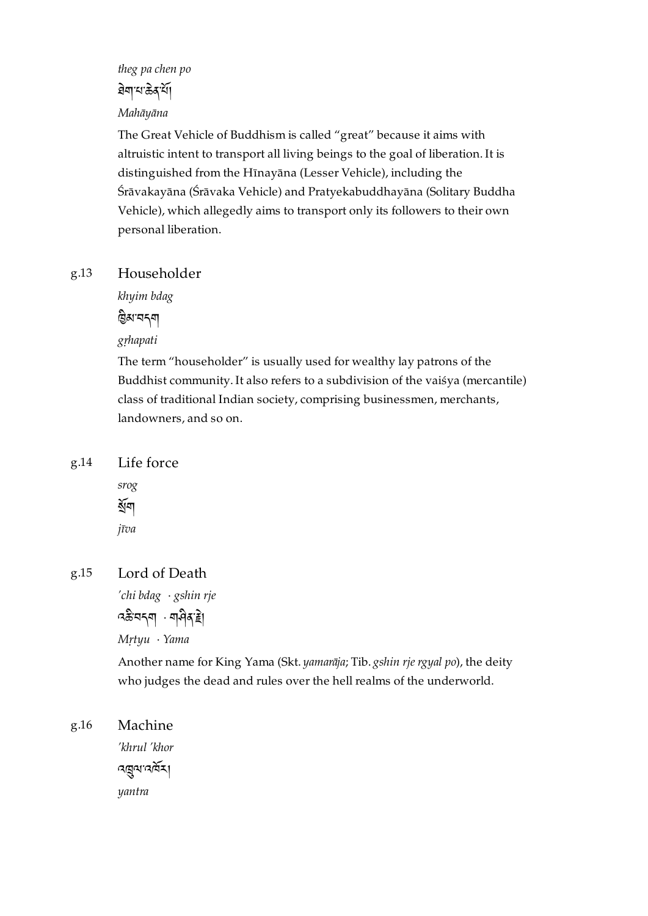*theg pa chen po*

ཐེག་པ་ཆེན་པོ།

*Mahāyāna*

The Great Vehicle of Buddhism is called "great" because it aims with altruistic intent to transport all living beings to the goal of liberation. It is distinguished from the Hīnayāna (Lesser Vehicle), including the Śrāvakayāna (Śrāvaka Vehicle) and Pratyekabuddhayāna (Solitary Buddha Vehicle), which allegedly aims to transport only its followers to their own personal liberation.

g.13 Householder

*khyim bdag*

ཁྱིམ་བདག

*gṛhapati*

The term "householder" is usually used for wealthy lay patrons of the Buddhist community. It also refers to a subdivision of the vaiśya (mercantile) class of traditional Indian society, comprising businessmen, merchants, landowners, and so on.

g.14 Life force

*srog*

སྲོག

*jīva*

g.15 Lord of Death

*'chi bdag · gshin rje*

འཆི་བདག · གཤིན་རྗེ།

*Mṛtyu · Yama*

Another name for King Yama (Skt. *yamarāja*; Tib. *gshin rje rgyal po*), the deity who judges the dead and rules over the hell realms of the underworld.

g.16 Machine

*'khrul 'khor*

འཁྲུལ་འཁོར།

*yantra*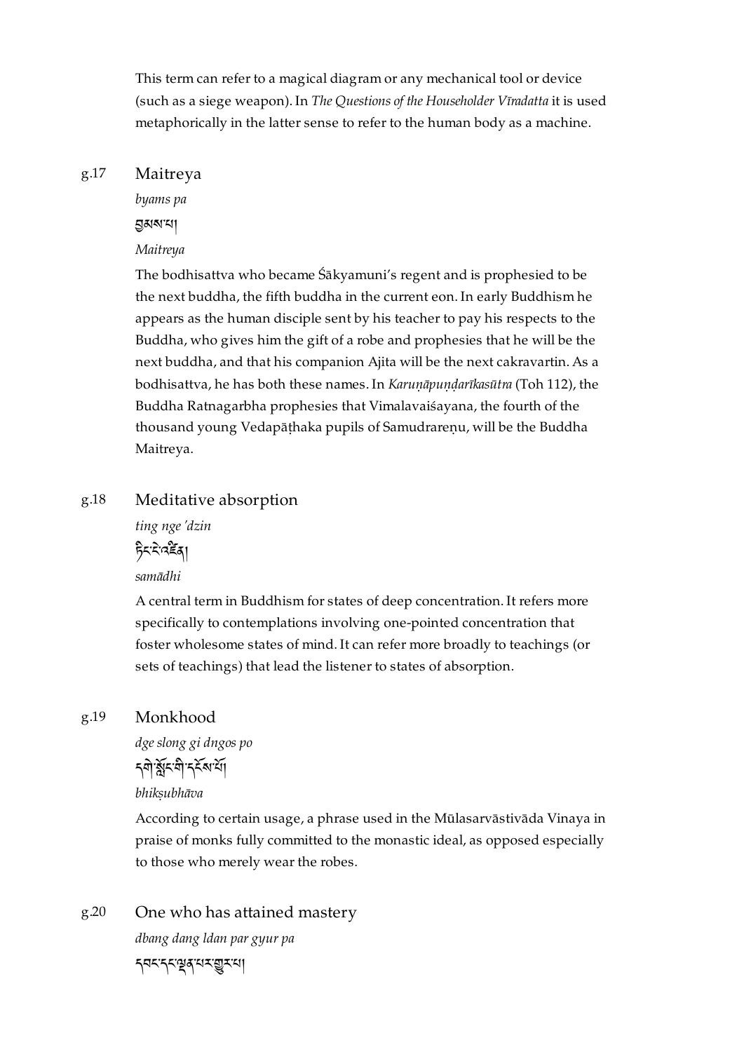This term can refer to a magical diagram or any mechanical tool or device (such as a siege weapon). In *The Questions of the Householder Vīradatta* it is used metaphorically in the latter sense to refer to the human body as a machine.

g.17 Maitreya

*byams pa*

བྱམས་པ།

*Maitreya*

The bodhisattva who became Śākyamuni's regent and is prophesied to be the next buddha, the fifth buddha in the current eon. In early Buddhism he appears as the human disciple sent by his teacher to pay his respects to the Buddha, who gives him the gift of a robe and prophesies that he will be the next buddha, and that his companion Ajita will be the next cakravartin. As a bodhisattva, he has both these names. In *Karuṇāpuṇḍarīkasūtra* (Toh 112), the Buddha Ratnagarbha prophesies that Vimalavaiśayana, the fourth of the thousand young Vedapāṭhaka pupils of Samudrareṇu, will be the Buddha Maitreya.

g.18 Meditative absorption

*ting nge 'dzin*

ཏིང་ངེ་འཛིན།

*samādhi*

A central term in Buddhism for states of deep concentration. It refers more specifically to contemplations involving one-pointed concentration that foster wholesome states of mind. It can refer more broadly to teachings (or sets of teachings) that lead the listener to states of absorption.

g.19 Monkhood

*dge slong gi dngos po*

དགེ་སློང་གི་དངོས་པོ།

*bhikṣubhāva*

According to certain usage, a phrase used in the Mūlasarvāstivāda Vinaya in praise of monks fully committed to the monastic ideal, as opposed especially to those who merely wear the robes.

g.20 One who has attained mastery

*dbang dang ldan par gyur pa*

དབང་དང་ལྡན་པར་གྱུར་པ།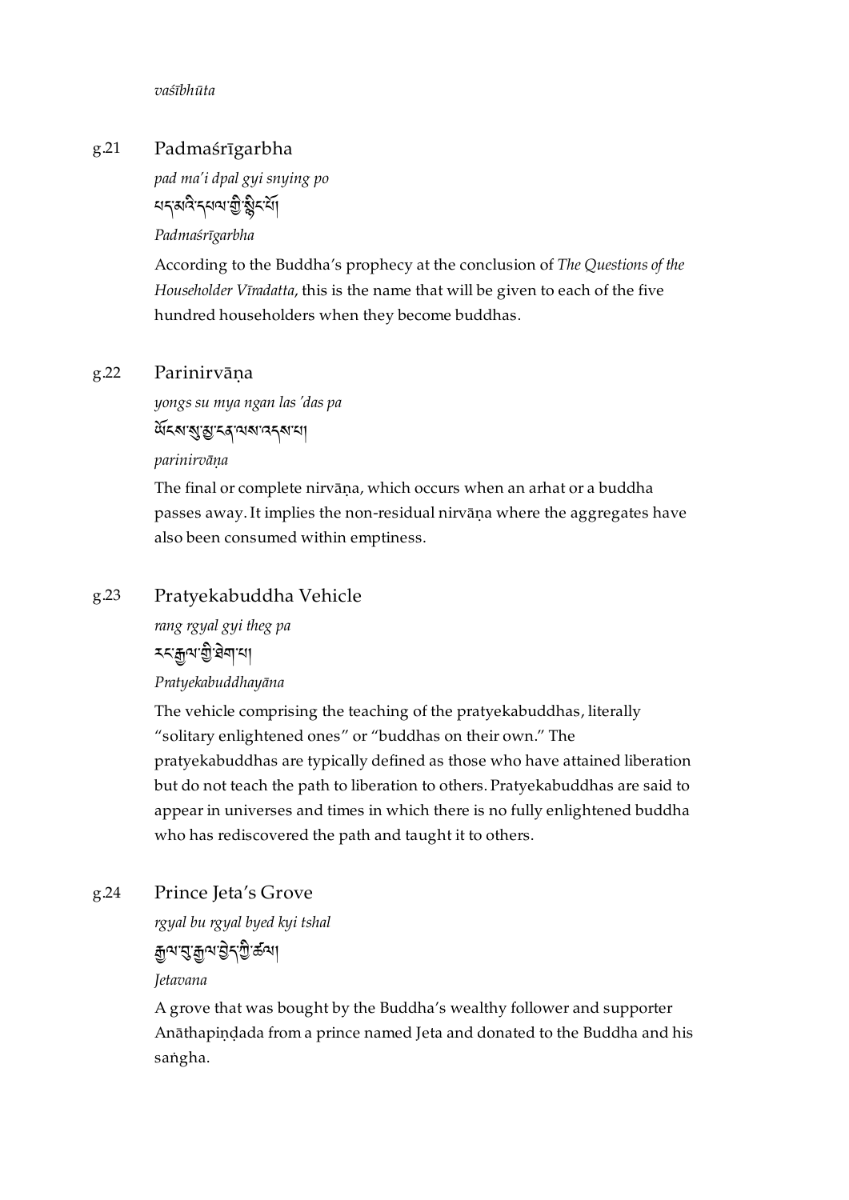*vaśībhūta*

g.21 Padmaśrīgarbha

*pad ma'i dpal gyi snying po*

པད་མའི་དཔལ་གྱི་སྙིང་པོ།

*Padmaśrīgarbha*

According to the Buddha's prophecy at the conclusion of *The Questions of the Householder Vīradatta*, this is the name that will be given to each of the five hundred householders when they become buddhas.

g.22 Parinirvāṇa

*yongs su mya ngan las 'das pa*

ཡོངས་སུ་མྱ་ངན་ལས་འདས་པ།

*parinirvāṇa*

The final or complete nirvāṇa, which occurs when an arhat or a buddha passes away. It implies the non-residual nirvāṇa where the aggregates have also been consumed within emptiness.

g.23 Pratyekabuddha Vehicle

*rang rgyal gyi theg pa*

རང་རྒྱལ་གྱི་ཐེག་པ།

*Pratyekabuddhayāna*

The vehicle comprising the teaching of the pratyekabuddhas, literally "solitary enlightened ones" or "buddhas on their own." The pratyekabuddhas are typically defined as those who have attained liberation but do not teach the path to liberation to others. Pratyekabuddhas are said to appear in universes and times in which there is no fully enlightened buddha who has rediscovered the path and taught it to others.

g.24 Prince Jeta's Grove

*rgyal bu rgyal byed kyi tshal*

རྒྱལ་བུ་རྒྱལ་བྱེད་ཀྱི་ཚལ།

*Jetavana*

A grove that was bought by the Buddha's wealthy follower and supporter Anāthapiṇḍada from a prince named Jeta and donated to the Buddha and his saṅgha.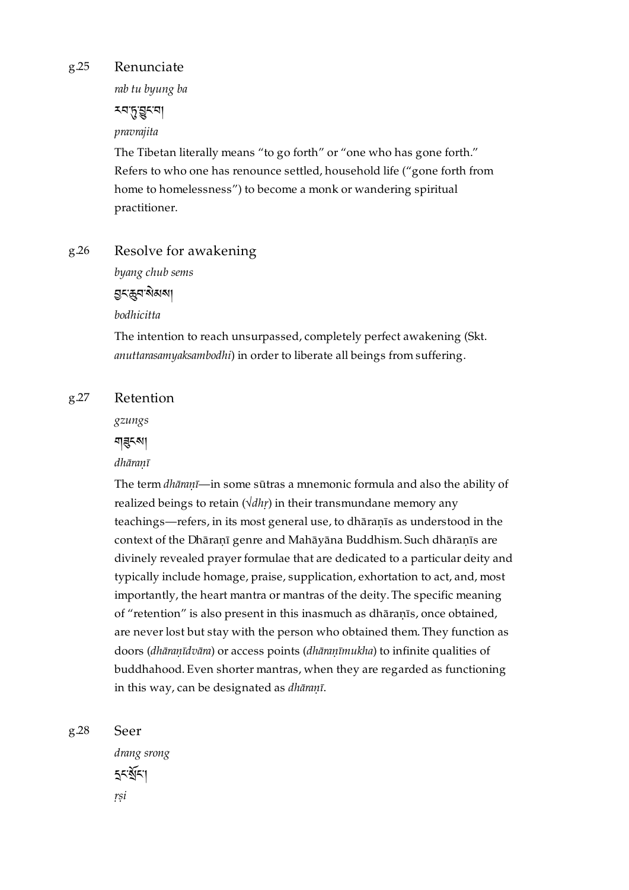g.25 Renunciate

*rab tu byung ba*

རབ་ཏུ་བྱུང་བ།

*pravrajita*

The Tibetan literally means "to go forth" or "one who has gone forth." Refers to who one has renounce settled, household life ("gone forth from home to homelessness") to become a monk or wandering spiritual practitioner.

g.26 Resolve for awakening

*byang chub sems*

བྱང་ཆུབ་སེམས།

*bodhicitta*

The intention to reach unsurpassed, completely perfect awakening (Skt. *anuttarasamyaksambodhi*) in order to liberate all beings from suffering.

g.27 Retention

*gzungs*

གཟུངས།

*dhāraṇī*

The term *dhāraṇī*—in some sūtras a mnemonic formula and also the ability of realized beings to retain (√*dhṛ*) in their transmundane memory any teachings—refers, in its most general use, to dhāraṇīs as understood in the context of the Dhāraṇī genre and Mahāyāna Buddhism. Such dhāraṇīs are divinely revealed prayer formulae that are dedicated to a particular deity and typically include homage, praise, supplication, exhortation to act, and, most importantly, the heart mantra or mantras of the deity. The specific meaning of "retention" is also present in this inasmuch as dhāraṇīs, once obtained, are never lost but stay with the person who obtained them. They function as doors (*dhāraṇīdvāra*) or access points (*dhāraṇīmukha*) to infinite qualities of buddhahood. Even shorter mantras, when they are regarded as functioning in this way, can be designated as *dhāraṇī*.

g.28 Seer

*drang srong*

དྲང་སྲོང་།

*ṛṣi*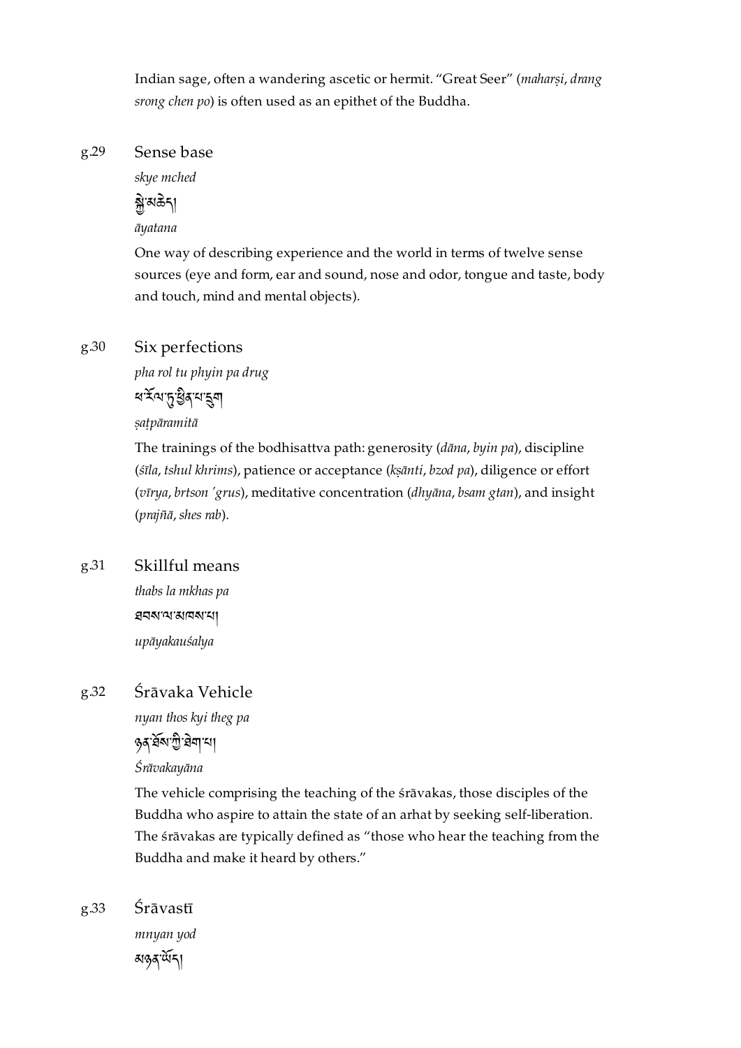Indian sage, often a wandering ascetic or hermit. “Great Seer” (*maharṣi*, *drang srong chen po*) is often used as an epithet of the Buddha.

g.29 Sense base

*skye mched*

སྐྱེ་མཆེད།

*āyatana*

One way of describing experience and the world in terms of twelve sense sources (eye and form, ear and sound, nose and odor, tongue and taste, body and touch, mind and mental objects).

g.30 Six perfections

*pha rol tu phyin pa drug*

ཕ་རོལ་ཏུ་ཕྱིན་པ་དྲུག

*ṣaṭpāramitā*

The trainings of the bodhisattva path: generosity (*dāna*, *byin pa*), discipline (*śīla*, *tshul khrims*), patience or acceptance (*kṣānti*, *bzod pa*), diligence or effort (*vīrya*, *brtson 'grus*), meditative concentration (*dhyāna*, *bsam gtan*), and insight (*prajñā*, *shes rab*).

g.31 Skillful means

*thabs la mkhas pa*

ཐབས་ལ་མཁས་པ།

*upāyakauśalya*

g.32 Śrāvaka Vehicle

*nyan thos kyi theg pa*

ཉན་ཐོས་ཀྱི་ཐེག་པ།

*Śrāvakayāna*

The vehicle comprising the teaching of the śrāvakas, those disciples of the Buddha who aspire to attain the state of an arhat by seeking self-liberation. The śrāvakas are typically defined as “those who hear the teaching from the Buddha and make it heard by others.”

g.33 Śrāvastī

*mnyan yod*

མཉན་ཡོད།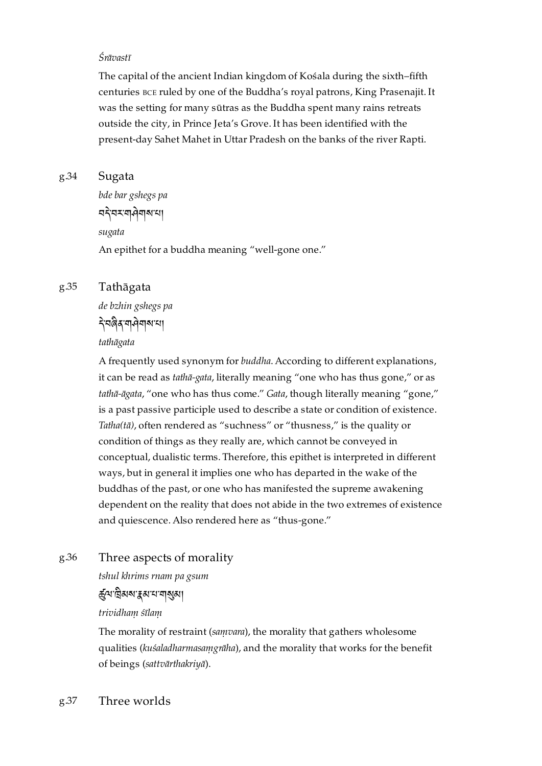*Śrāvastī*

The capital of the ancient Indian kingdom of Kośala during the sixth–fifth centuries BCE ruled by one of the Buddha's royal patrons, King Prasenajit. It was the setting for many sūtras as the Buddha spent many rains retreats outside the city, in Prince Jeta's Grove. It has been identified with the present-day Sahet Mahet in Uttar Pradesh on the banks of the river Rapti.

g.34 Sugata

*bde bar gshegs pa*

བདེ་བར་གཤེགས་པ།

*sugata*

An epithet for a buddha meaning "well-gone one."

g.35 Tathāgata

*de bzhin gshegs pa*

དེ་བཞིན་གཤེགས་པ།

*tathāgata*

A frequently used synonym for *buddha*. According to different explanations, it can be read as *tathā-gata*, literally meaning "one who has thus gone," or as *tathā-āgata*, "one who has thus come." *Gata*, though literally meaning "gone," is a past passive participle used to describe a state or condition of existence. *Tatha(tā)*, often rendered as "suchness" or "thusness," is the quality or condition of things as they really are, which cannot be conveyed in conceptual, dualistic terms. Therefore, this epithet is interpreted in different ways, but in general it implies one who has departed in the wake of the buddhas of the past, or one who has manifested the supreme awakening dependent on the reality that does not abide in the two extremes of existence and quiescence. Also rendered here as "thus-gone."

g.36 Three aspects of morality

*tshul khrims rnam pa gsum*

ཚུལ་ཁྲིམས་རྣམ་པ་གསུམ།

*trividhaṃ śīlaṃ*

The morality of restraint (*saṃvara*), the morality that gathers wholesome qualities (*kuśaladharmasaṃgrāha*), and the morality that works for the benefit of beings (*sattvārthakriyā*).

g.37 Three worlds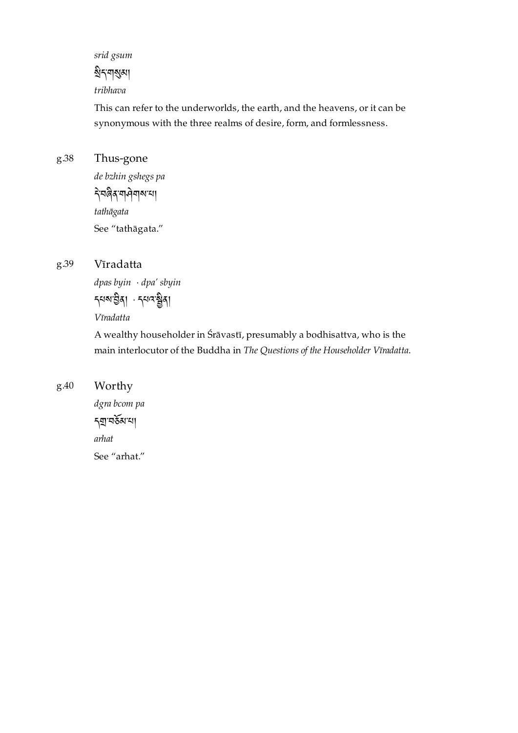*srid gsum*

སྲིད་གསུམ།

*tribhava*

This can refer to the underworlds, the earth, and the heavens, or it can be synonymous with the three realms of desire, form, and formlessness.

g.38 Thus-gone

*de bzhin gshegs pa*

དེ་བཞིན་གཤེགས་པ།

*tathāgata*

See "tathāgata."

g.39 Vīradatta

*dpas byin · dpa' sbyin*

དཔས་བྱིན། · དཔའ་སྦྱིན།

*Vīradatta*

A wealthy householder in Śrāvastī, presumably a bodhisattva, who is the main interlocutor of the Buddha in *The Questions of the Householder Vīradatta*.

g.40 Worthy

*dgra bcom pa*

དགྲ་བཅོམ་པ།

*arhat*

See "arhat."